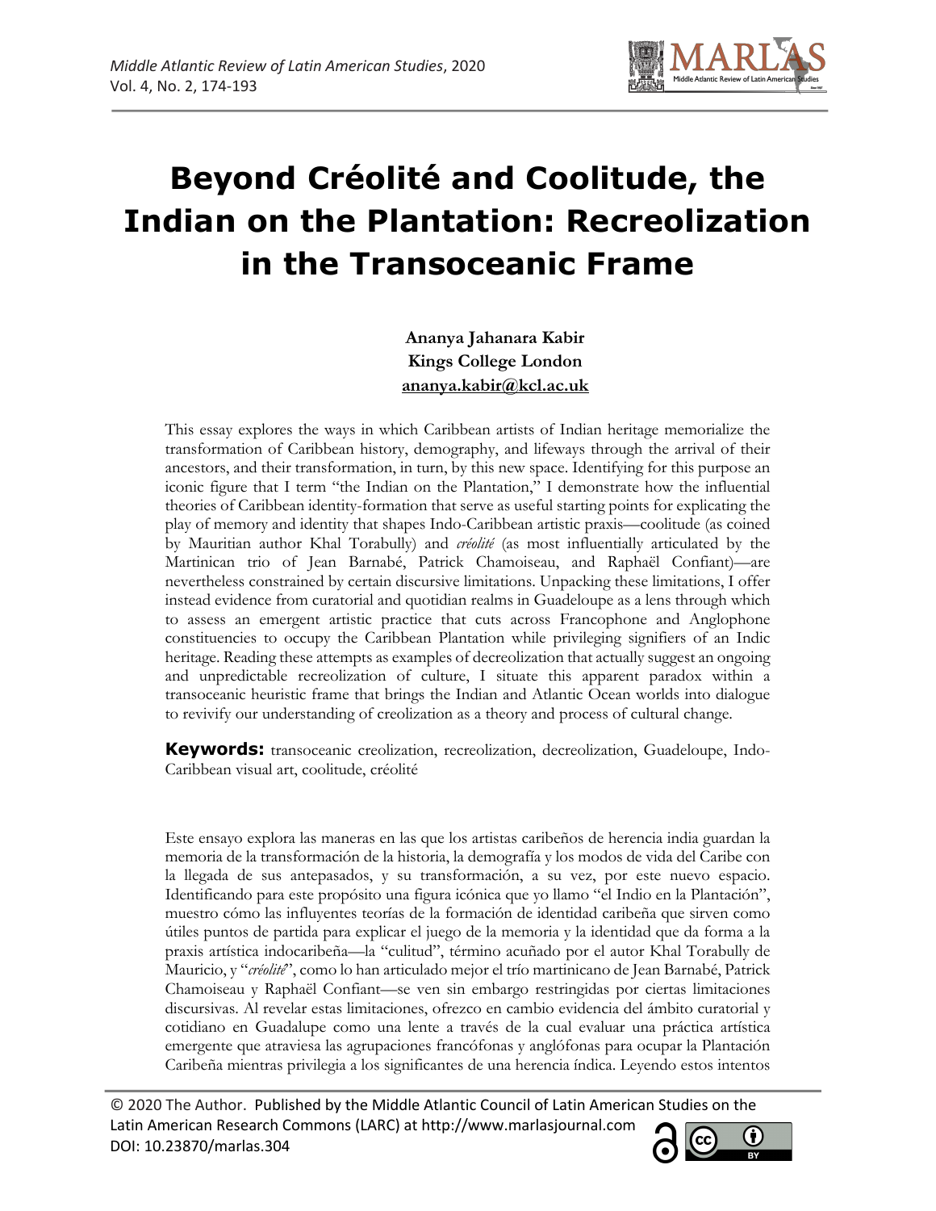# Beyond Créolité and Coolitude, the Indian on the Plantation: Recreolization in the Transoceanic Frame

**Ananya Jahanara Kabir**
**Kings College London**
**ananya.kabir@kcl.ac.uk**

This essay explores the ways in which Caribbean artists of Indian heritage memorialize the transformation of Caribbean history, demography, and lifeways through the arrival of their ancestors, and their transformation, in turn, by this new space. Identifying for this purpose an iconic figure that I term "the Indian on the Plantation," I demonstrate how the influential theories of Caribbean identity-formation that serve as useful starting points for explicating the play of memory and identity that shapes Indo-Caribbean artistic praxis—coolitude (as coined by Mauritian author Khal Torabully) and *créolité* (as most influentially articulated by the Martinican trio of Jean Barnabé, Patrick Chamoiseau, and Raphaël Confiant)—are nevertheless constrained by certain discursive limitations. Unpacking these limitations, I offer instead evidence from curatorial and quotidian realms in Guadeloupe as a lens through which to assess an emergent artistic practice that cuts across Francophone and Anglophone constituencies to occupy the Caribbean Plantation while privileging signifiers of an Indic heritage. Reading these attempts as examples of decreolization that actually suggest an ongoing and unpredictable recreolization of culture, I situate this apparent paradox within a transoceanic heuristic frame that brings the Indian and Atlantic Ocean worlds into dialogue to revivify our understanding of creolization as a theory and process of cultural change.

**Keywords:** transoceanic creolization, recreolization, decreolization, Guadeloupe, Indo-Caribbean visual art, coolitude, créolité

Este ensayo explora las maneras en las que los artistas caribeños de herencia india guardan la memoria de la transformación de la historia, la demografía y los modos de vida del Caribe con la llegada de sus antepasados, y su transformación, a su vez, por este nuevo espacio. Identificando para este propósito una figura icónica que yo llamo "el Indio en la Plantación", muestro cómo las influyentes teorías de la formación de identidad caribeña que sirven como útiles puntos de partida para explicar el juego de la memoria y la identidad que da forma a la praxis artística indocaribeña—la "culitud", término acuñado por el autor Khal Torabully de Mauricio, y "*créolité*", como lo han articulado mejor el trío martinicano de Jean Barnabé, Patrick Chamoiseau y Raphaël Confiant—se ven sin embargo restringidas por ciertas limitaciones discursivas. Al revelar estas limitaciones, ofrezco en cambio evidencia del ámbito curatorial y cotidiano en Guadalupe como una lente a través de la cual evaluar una práctica artística emergente que atraviesa las agrupaciones francófonas y anglófonas para ocupar la Plantación Caribeña mientras privilegia a los significantes de una herencia índica. Leyendo estos intentos

© 2020 The Author. Published by the Middle Atlantic Council of Latin American Studies on the Latin American Research Commons (LARC) at http://www.marlasjournal.com
DOI: 10.23870/marlas.304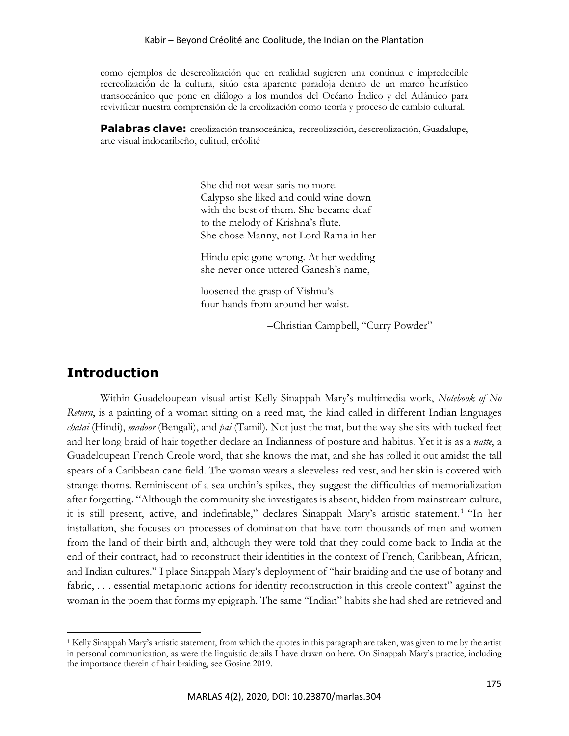como ejemplos de descreolización que en realidad sugieren una continua e impredecible recreolización de la cultura, sitúo esta aparente paradoja dentro de un marco heurístico transoceánico que pone en diálogo a los mundos del Océano Índico y del Atlántico para revivificar nuestra comprensión de la creolización como teoría y proceso de cambio cultural.

**Palabras clave:** creolización transoceánica, recreolización, descreolización, Guadalupe, arte visual indocaribeño, culitud, créolité

> She did not wear saris no more.
> Calypso she liked and could wine down
> with the best of them. She became deaf
> to the melody of Krishna's flute.
> She chose Manny, not Lord Rama in her
>
> Hindu epic gone wrong. At her wedding
> she never once uttered Ganesh's name,
>
> loosened the grasp of Vishnu's
> four hands from around her waist.
>
> –Christian Campbell, "Curry Powder"

## Introduction

Within Guadeloupean visual artist Kelly Sinappah Mary's multimedia work, *Notebook of No Return*, is a painting of a woman sitting on a reed mat, the kind called in different Indian languages *chatai* (Hindi), *madoor* (Bengali), and *pai* (Tamil). Not just the mat, but the way she sits with tucked feet and her long braid of hair together declare an Indianness of posture and habitus. Yet it is as a *natte*, a Guadeloupean French Creole word, that she knows the mat, and she has rolled it out amidst the tall spears of a Caribbean cane field. The woman wears a sleeveless red vest, and her skin is covered with strange thorns. Reminiscent of a sea urchin's spikes, they suggest the difficulties of memorialization after forgetting. "Although the community she investigates is absent, hidden from mainstream culture, it is still present, active, and indefinable," declares Sinappah Mary's artistic statement.[1] "In her installation, she focuses on processes of domination that have torn thousands of men and women from the land of their birth and, although they were told that they could come back to India at the end of their contract, had to reconstruct their identities in the context of French, Caribbean, African, and Indian cultures." I place Sinappah Mary's deployment of "hair braiding and the use of botany and fabric, . . . essential metaphoric actions for identity reconstruction in this creole context" against the woman in the poem that forms my epigraph. The same "Indian" habits she had shed are retrieved and

[1] Kelly Sinappah Mary's artistic statement, from which the quotes in this paragraph are taken, was given to me by the artist in personal communication, as were the linguistic details I have drawn on here. On Sinappah Mary's practice, including the importance therein of hair braiding, see Gosine 2019.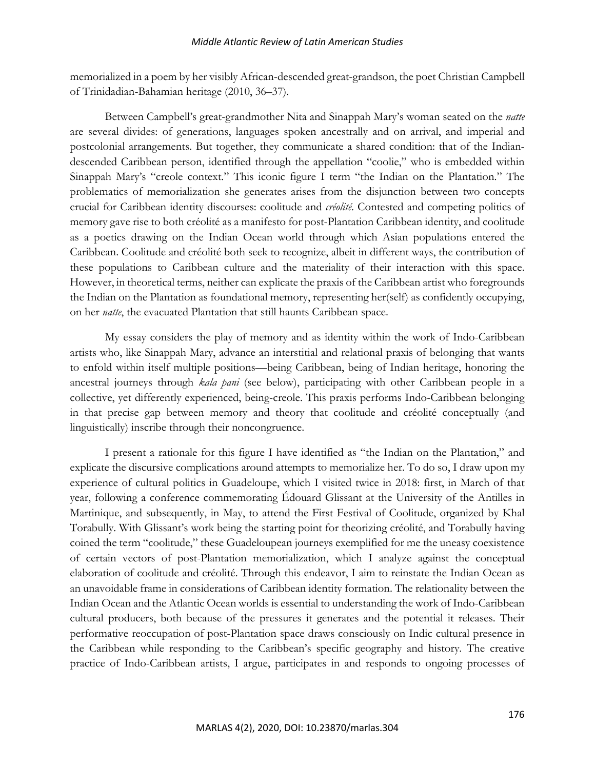memorialized in a poem by her visibly African-descended great-grandson, the poet Christian Campbell of Trinidadian-Bahamian heritage (2010, 36–37).

Between Campbell's great-grandmother Nita and Sinappah Mary's woman seated on the *natte* are several divides: of generations, languages spoken ancestrally and on arrival, and imperial and postcolonial arrangements. But together, they communicate a shared condition: that of the Indian-descended Caribbean person, identified through the appellation "coolie," who is embedded within Sinappah Mary's "creole context." This iconic figure I term "the Indian on the Plantation." The problematics of memorialization she generates arises from the disjunction between two concepts crucial for Caribbean identity discourses: coolitude and *créolité*. Contested and competing politics of memory gave rise to both créolité as a manifesto for post-Plantation Caribbean identity, and coolitude as a poetics drawing on the Indian Ocean world through which Asian populations entered the Caribbean. Coolitude and créolité both seek to recognize, albeit in different ways, the contribution of these populations to Caribbean culture and the materiality of their interaction with this space. However, in theoretical terms, neither can explicate the praxis of the Caribbean artist who foregrounds the Indian on the Plantation as foundational memory, representing her(self) as confidently occupying, on her *natte*, the evacuated Plantation that still haunts Caribbean space.

My essay considers the play of memory and as identity within the work of Indo-Caribbean artists who, like Sinappah Mary, advance an interstitial and relational praxis of belonging that wants to enfold within itself multiple positions—being Caribbean, being of Indian heritage, honoring the ancestral journeys through *kala pani* (see below), participating with other Caribbean people in a collective, yet differently experienced, being-creole. This praxis performs Indo-Caribbean belonging in that precise gap between memory and theory that coolitude and créolité conceptually (and linguistically) inscribe through their noncongruence.

I present a rationale for this figure I have identified as "the Indian on the Plantation," and explicate the discursive complications around attempts to memorialize her. To do so, I draw upon my experience of cultural politics in Guadeloupe, which I visited twice in 2018: first, in March of that year, following a conference commemorating Édouard Glissant at the University of the Antilles in Martinique, and subsequently, in May, to attend the First Festival of Coolitude, organized by Khal Torabully. With Glissant's work being the starting point for theorizing créolité, and Torabully having coined the term "coolitude," these Guadeloupean journeys exemplified for me the uneasy coexistence of certain vectors of post-Plantation memorialization, which I analyze against the conceptual elaboration of coolitude and créolité. Through this endeavor, I aim to reinstate the Indian Ocean as an unavoidable frame in considerations of Caribbean identity formation. The relationality between the Indian Ocean and the Atlantic Ocean worlds is essential to understanding the work of Indo-Caribbean cultural producers, both because of the pressures it generates and the potential it releases. Their performative reoccupation of post-Plantation space draws consciously on Indic cultural presence in the Caribbean while responding to the Caribbean's specific geography and history. The creative practice of Indo-Caribbean artists, I argue, participates in and responds to ongoing processes of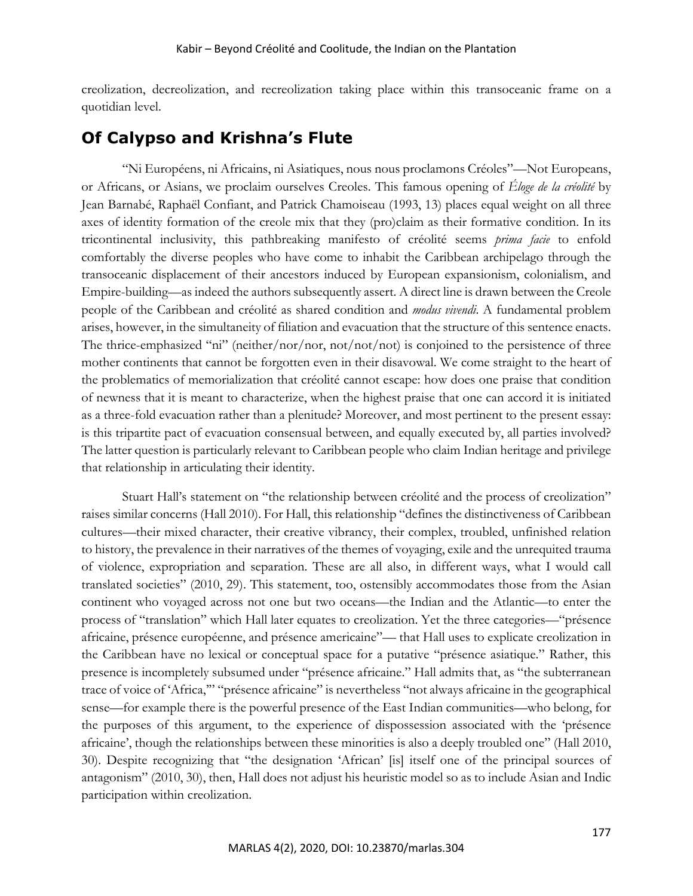creolization, decreolization, and recreolization taking place within this transoceanic frame on a quotidian level.

## Of Calypso and Krishna's Flute

"Ni Européens, ni Africains, ni Asiatiques, nous nous proclamons Créoles"—Not Europeans, or Africans, or Asians, we proclaim ourselves Creoles. This famous opening of *Éloge de la créolité* by Jean Barnabé, Raphaël Confiant, and Patrick Chamoiseau (1993, 13) places equal weight on all three axes of identity formation of the creole mix that they (pro)claim as their formative condition. In its tricontinental inclusivity, this pathbreaking manifesto of créolité seems *prima facie* to enfold comfortably the diverse peoples who have come to inhabit the Caribbean archipelago through the transoceanic displacement of their ancestors induced by European expansionism, colonialism, and Empire-building—as indeed the authors subsequently assert. A direct line is drawn between the Creole people of the Caribbean and créolité as shared condition and *modus vivendi*. A fundamental problem arises, however, in the simultaneity of filiation and evacuation that the structure of this sentence enacts. The thrice-emphasized "ni" (neither/nor/nor, not/not/not) is conjoined to the persistence of three mother continents that cannot be forgotten even in their disavowal. We come straight to the heart of the problematics of memorialization that créolité cannot escape: how does one praise that condition of newness that it is meant to characterize, when the highest praise that one can accord it is initiated as a three-fold evacuation rather than a plenitude? Moreover, and most pertinent to the present essay: is this tripartite pact of evacuation consensual between, and equally executed by, all parties involved? The latter question is particularly relevant to Caribbean people who claim Indian heritage and privilege that relationship in articulating their identity.

Stuart Hall's statement on "the relationship between créolité and the process of creolization" raises similar concerns (Hall 2010). For Hall, this relationship "defines the distinctiveness of Caribbean cultures—their mixed character, their creative vibrancy, their complex, troubled, unfinished relation to history, the prevalence in their narratives of the themes of voyaging, exile and the unrequited trauma of violence, expropriation and separation. These are all also, in different ways, what I would call translated societies" (2010, 29). This statement, too, ostensibly accommodates those from the Asian continent who voyaged across not one but two oceans—the Indian and the Atlantic—to enter the process of "translation" which Hall later equates to creolization. Yet the three categories—"présence africaine, présence européenne, and présence americaine"— that Hall uses to explicate creolization in the Caribbean have no lexical or conceptual space for a putative "présence asiatique." Rather, this presence is incompletely subsumed under "présence africaine." Hall admits that, as "the subterranean trace of voice of 'Africa,'" "présence africaine" is nevertheless "not always africaine in the geographical sense—for example there is the powerful presence of the East Indian communities—who belong, for the purposes of this argument, to the experience of dispossession associated with the 'présence africaine', though the relationships between these minorities is also a deeply troubled one" (Hall 2010, 30). Despite recognizing that "the designation 'African' [is] itself one of the principal sources of antagonism" (2010, 30), then, Hall does not adjust his heuristic model so as to include Asian and Indic participation within creolization.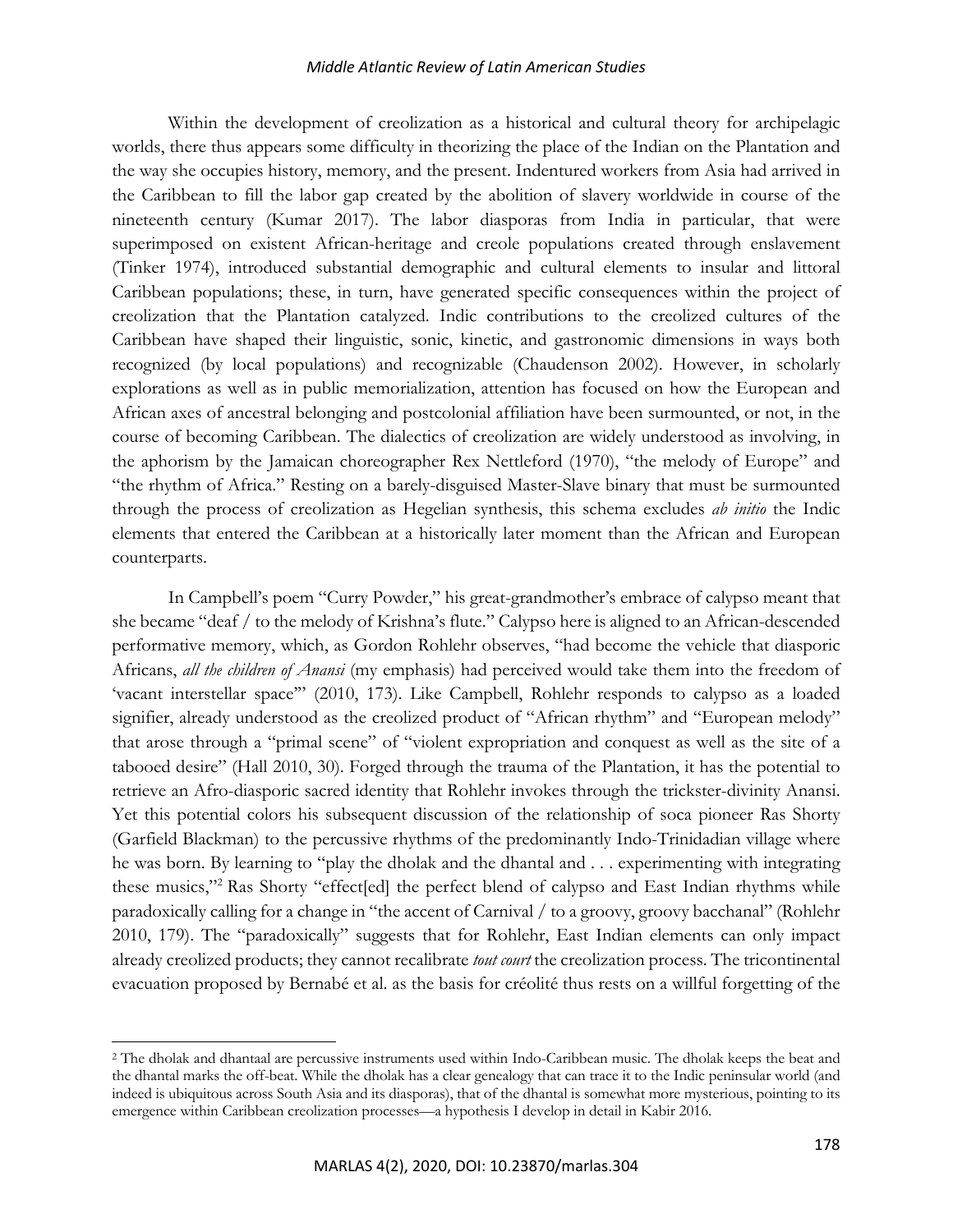Within the development of creolization as a historical and cultural theory for archipelagic worlds, there thus appears some difficulty in theorizing the place of the Indian on the Plantation and the way she occupies history, memory, and the present. Indentured workers from Asia had arrived in the Caribbean to fill the labor gap created by the abolition of slavery worldwide in course of the nineteenth century (Kumar 2017). The labor diasporas from India in particular, that were superimposed on existent African-heritage and creole populations created through enslavement (Tinker 1974), introduced substantial demographic and cultural elements to insular and littoral Caribbean populations; these, in turn, have generated specific consequences within the project of creolization that the Plantation catalyzed. Indic contributions to the creolized cultures of the Caribbean have shaped their linguistic, sonic, kinetic, and gastronomic dimensions in ways both recognized (by local populations) and recognizable (Chaudenson 2002). However, in scholarly explorations as well as in public memorialization, attention has focused on how the European and African axes of ancestral belonging and postcolonial affiliation have been surmounted, or not, in the course of becoming Caribbean. The dialectics of creolization are widely understood as involving, in the aphorism by the Jamaican choreographer Rex Nettleford (1970), "the melody of Europe" and "the rhythm of Africa." Resting on a barely-disguised Master-Slave binary that must be surmounted through the process of creolization as Hegelian synthesis, this schema excludes *ab initio* the Indic elements that entered the Caribbean at a historically later moment than the African and European counterparts.

In Campbell's poem "Curry Powder," his great-grandmother's embrace of calypso meant that she became "deaf / to the melody of Krishna's flute." Calypso here is aligned to an African-descended performative memory, which, as Gordon Rohlehr observes, "had become the vehicle that diasporic Africans, *all the children of Anansi* (my emphasis) had perceived would take them into the freedom of 'vacant interstellar space'" (2010, 173). Like Campbell, Rohlehr responds to calypso as a loaded signifier, already understood as the creolized product of "African rhythm" and "European melody" that arose through a "primal scene" of "violent expropriation and conquest as well as the site of a tabooed desire" (Hall 2010, 30). Forged through the trauma of the Plantation, it has the potential to retrieve an Afro-diasporic sacred identity that Rohlehr invokes through the trickster-divinity Anansi. Yet this potential colors his subsequent discussion of the relationship of soca pioneer Ras Shorty (Garfield Blackman) to the percussive rhythms of the predominantly Indo-Trinidadian village where he was born. By learning to "play the dholak and the dhantal and . . . experimenting with integrating these musics,"[2] Ras Shorty "effect[ed] the perfect blend of calypso and East Indian rhythms while paradoxically calling for a change in "the accent of Carnival / to a groovy, groovy bacchanal" (Rohlehr 2010, 179). The "paradoxically" suggests that for Rohlehr, East Indian elements can only impact already creolized products; they cannot recalibrate *tout court* the creolization process. The tricontinental evacuation proposed by Bernabé et al. as the basis for créolité thus rests on a willful forgetting of the

[2] The dholak and dhantaal are percussive instruments used within Indo-Caribbean music. The dholak keeps the beat and the dhantal marks the off-beat. While the dholak has a clear genealogy that can trace it to the Indic peninsular world (and indeed is ubiquitous across South Asia and its diasporas), that of the dhantal is somewhat more mysterious, pointing to its emergence within Caribbean creolization processes—a hypothesis I develop in detail in Kabir 2016.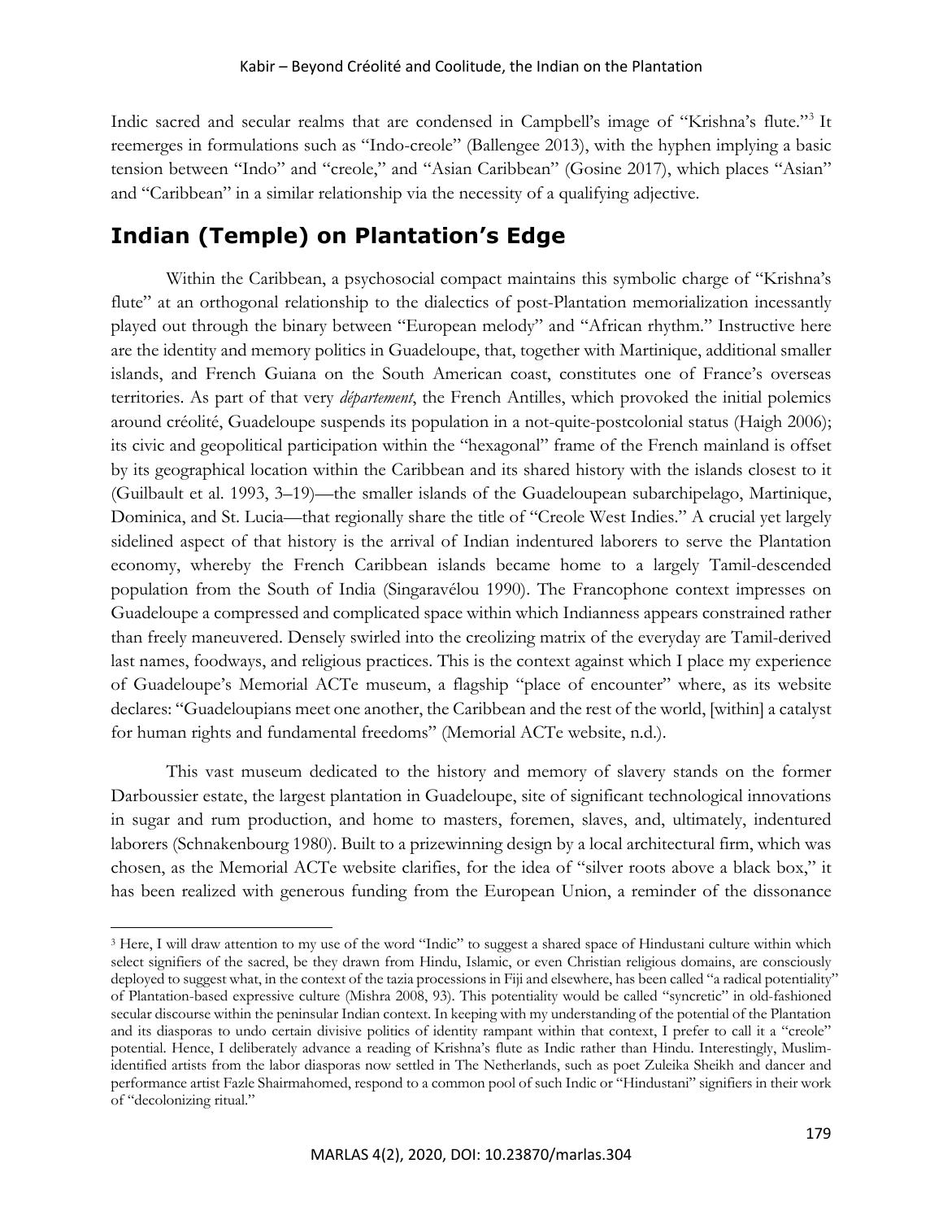Indic sacred and secular realms that are condensed in Campbell's image of "Krishna's flute."[3] It reemerges in formulations such as "Indo-creole" (Ballengee 2013), with the hyphen implying a basic tension between "Indo" and "creole," and "Asian Caribbean" (Gosine 2017), which places "Asian" and "Caribbean" in a similar relationship via the necessity of a qualifying adjective.

## Indian (Temple) on Plantation's Edge

Within the Caribbean, a psychosocial compact maintains this symbolic charge of "Krishna's flute" at an orthogonal relationship to the dialectics of post-Plantation memorialization incessantly played out through the binary between "European melody" and "African rhythm." Instructive here are the identity and memory politics in Guadeloupe, that, together with Martinique, additional smaller islands, and French Guiana on the South American coast, constitutes one of France's overseas territories. As part of that very *département*, the French Antilles, which provoked the initial polemics around créolité, Guadeloupe suspends its population in a not-quite-postcolonial status (Haigh 2006); its civic and geopolitical participation within the "hexagonal" frame of the French mainland is offset by its geographical location within the Caribbean and its shared history with the islands closest to it (Guilbault et al. 1993, 3–19)—the smaller islands of the Guadeloupean subarchipelago, Martinique, Dominica, and St. Lucia—that regionally share the title of "Creole West Indies." A crucial yet largely sidelined aspect of that history is the arrival of Indian indentured laborers to serve the Plantation economy, whereby the French Caribbean islands became home to a largely Tamil-descended population from the South of India (Singaravélou 1990). The Francophone context impresses on Guadeloupe a compressed and complicated space within which Indianness appears constrained rather than freely maneuvered. Densely swirled into the creolizing matrix of the everyday are Tamil-derived last names, foodways, and religious practices. This is the context against which I place my experience of Guadeloupe's Memorial ACTe museum, a flagship "place of encounter" where, as its website declares: "Guadeloupians meet one another, the Caribbean and the rest of the world, [within] a catalyst for human rights and fundamental freedoms" (Memorial ACTe website, n.d.).

This vast museum dedicated to the history and memory of slavery stands on the former Darboussier estate, the largest plantation in Guadeloupe, site of significant technological innovations in sugar and rum production, and home to masters, foremen, slaves, and, ultimately, indentured laborers (Schnakenbourg 1980). Built to a prizewinning design by a local architectural firm, which was chosen, as the Memorial ACTe website clarifies, for the idea of "silver roots above a black box," it has been realized with generous funding from the European Union, a reminder of the dissonance

[3] Here, I will draw attention to my use of the word "Indic" to suggest a shared space of Hindustani culture within which select signifiers of the sacred, be they drawn from Hindu, Islamic, or even Christian religious domains, are consciously deployed to suggest what, in the context of the tazia processions in Fiji and elsewhere, has been called "a radical potentiality" of Plantation-based expressive culture (Mishra 2008, 93). This potentiality would be called "syncretic" in old-fashioned secular discourse within the peninsular Indian context. In keeping with my understanding of the potential of the Plantation and its diasporas to undo certain divisive politics of identity rampant within that context, I prefer to call it a "creole" potential. Hence, I deliberately advance a reading of Krishna's flute as Indic rather than Hindu. Interestingly, Muslim-identified artists from the labor diasporas now settled in The Netherlands, such as poet Zuleika Sheikh and dancer and performance artist Fazle Shairmahomed, respond to a common pool of such Indic or "Hindustani" signifiers in their work of "decolonizing ritual."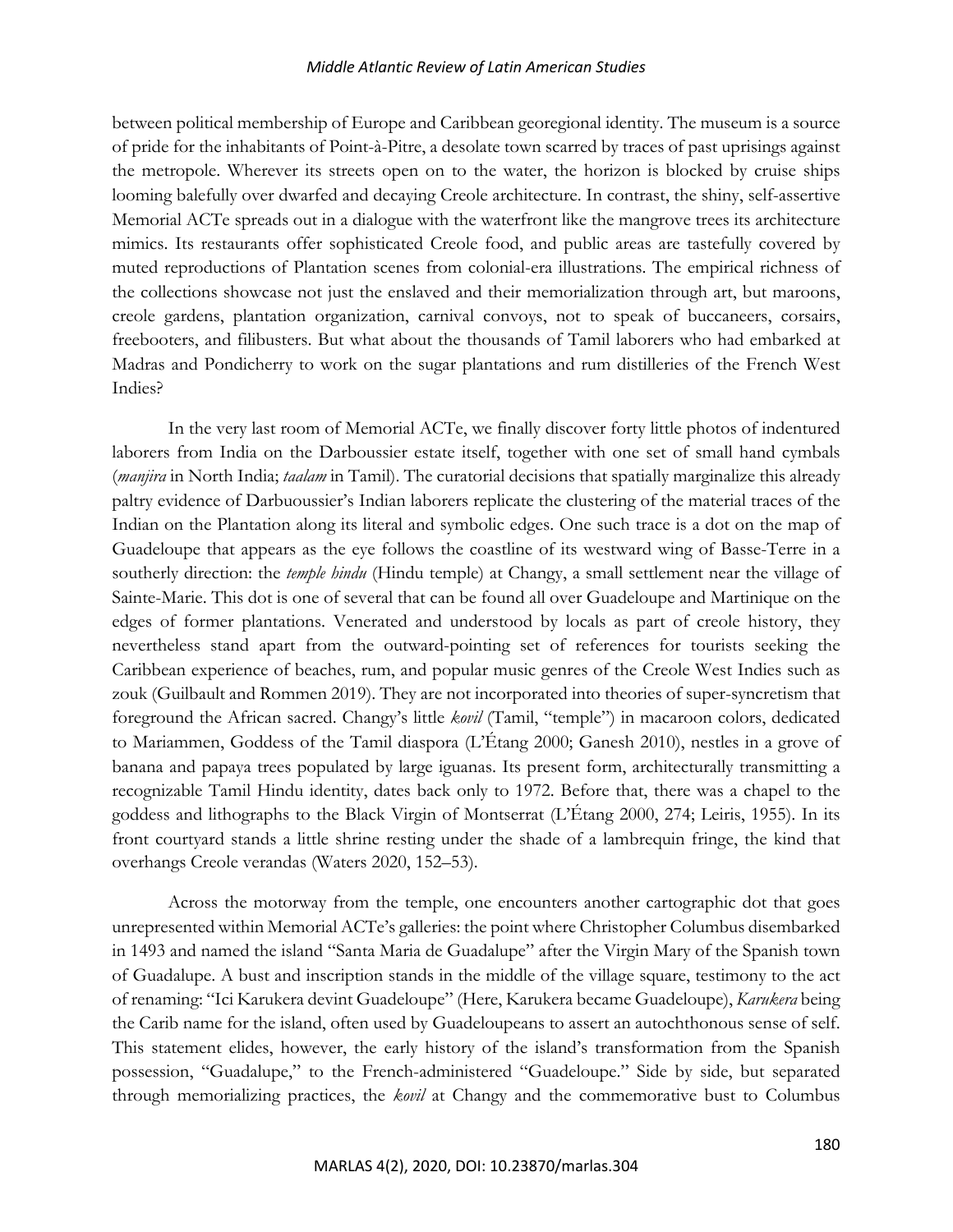between political membership of Europe and Caribbean georegional identity. The museum is a source of pride for the inhabitants of Point-à-Pitre, a desolate town scarred by traces of past uprisings against the metropole. Wherever its streets open on to the water, the horizon is blocked by cruise ships looming balefully over dwarfed and decaying Creole architecture. In contrast, the shiny, self-assertive Memorial ACTe spreads out in a dialogue with the waterfront like the mangrove trees its architecture mimics. Its restaurants offer sophisticated Creole food, and public areas are tastefully covered by muted reproductions of Plantation scenes from colonial-era illustrations. The empirical richness of the collections showcase not just the enslaved and their memorialization through art, but maroons, creole gardens, plantation organization, carnival convoys, not to speak of buccaneers, corsairs, freebooters, and filibusters. But what about the thousands of Tamil laborers who had embarked at Madras and Pondicherry to work on the sugar plantations and rum distilleries of the French West Indies?

In the very last room of Memorial ACTe, we finally discover forty little photos of indentured laborers from India on the Darboussier estate itself, together with one set of small hand cymbals (*manjira* in North India; *taalam* in Tamil). The curatorial decisions that spatially marginalize this already paltry evidence of Darbuoussier's Indian laborers replicate the clustering of the material traces of the Indian on the Plantation along its literal and symbolic edges. One such trace is a dot on the map of Guadeloupe that appears as the eye follows the coastline of its westward wing of Basse-Terre in a southerly direction: the *temple hindu* (Hindu temple) at Changy, a small settlement near the village of Sainte-Marie. This dot is one of several that can be found all over Guadeloupe and Martinique on the edges of former plantations. Venerated and understood by locals as part of creole history, they nevertheless stand apart from the outward-pointing set of references for tourists seeking the Caribbean experience of beaches, rum, and popular music genres of the Creole West Indies such as zouk (Guilbault and Rommen 2019). They are not incorporated into theories of super-syncretism that foreground the African sacred. Changy's little *kovil* (Tamil, "temple") in macaroon colors, dedicated to Mariammen, Goddess of the Tamil diaspora (L'Étang 2000; Ganesh 2010), nestles in a grove of banana and papaya trees populated by large iguanas. Its present form, architecturally transmitting a recognizable Tamil Hindu identity, dates back only to 1972. Before that, there was a chapel to the goddess and lithographs to the Black Virgin of Montserrat (L'Étang 2000, 274; Leiris, 1955). In its front courtyard stands a little shrine resting under the shade of a lambrequin fringe, the kind that overhangs Creole verandas (Waters 2020, 152–53).

Across the motorway from the temple, one encounters another cartographic dot that goes unrepresented within Memorial ACTe's galleries: the point where Christopher Columbus disembarked in 1493 and named the island "Santa Maria de Guadalupe" after the Virgin Mary of the Spanish town of Guadalupe. A bust and inscription stands in the middle of the village square, testimony to the act of renaming: "Ici Karukera devint Guadeloupe" (Here, Karukera became Guadeloupe), *Karukera* being the Carib name for the island, often used by Guadeloupeans to assert an autochthonous sense of self. This statement elides, however, the early history of the island's transformation from the Spanish possession, "Guadalupe," to the French-administered "Guadeloupe." Side by side, but separated through memorializing practices, the *kovil* at Changy and the commemorative bust to Columbus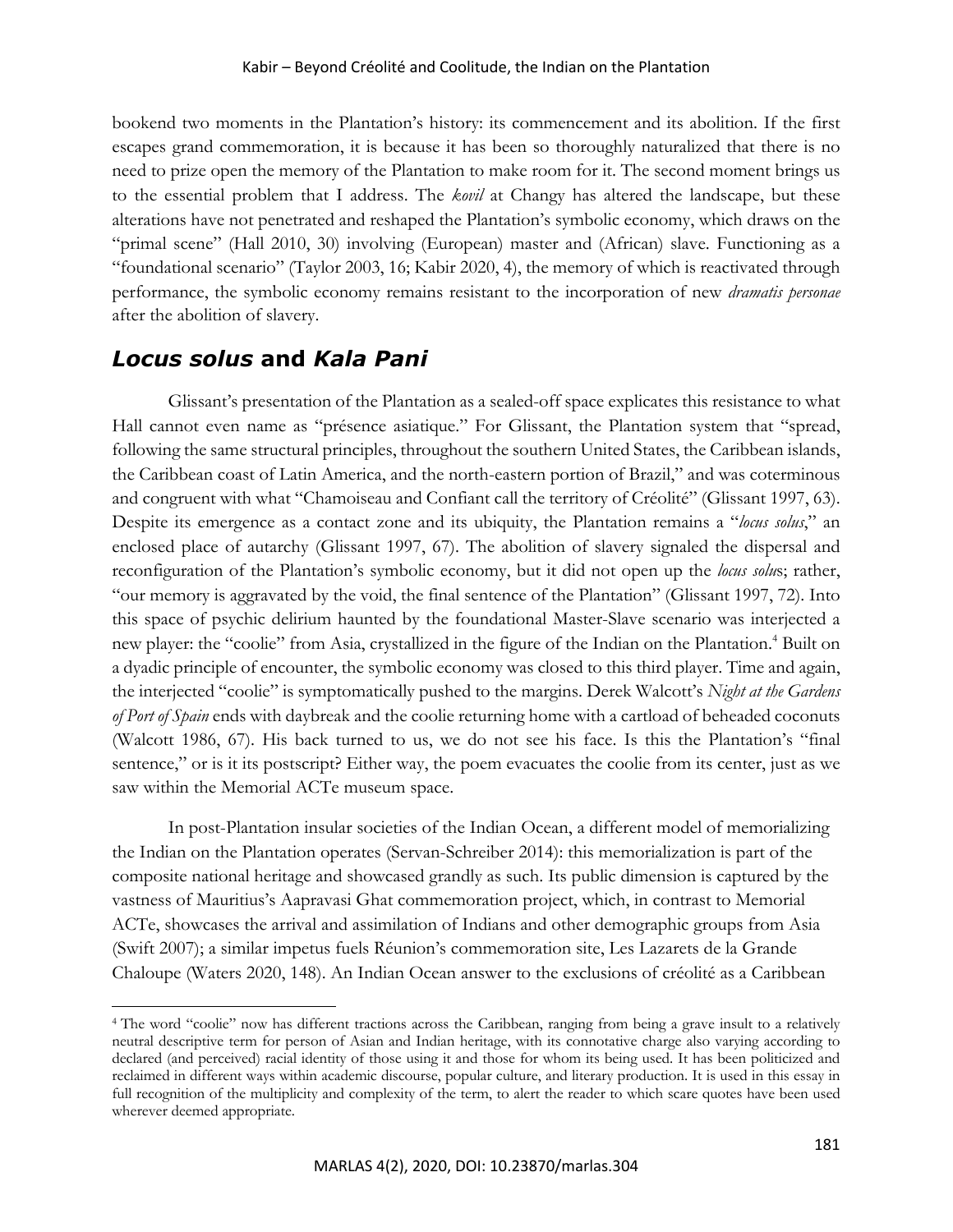bookend two moments in the Plantation's history: its commencement and its abolition. If the first escapes grand commemoration, it is because it has been so thoroughly naturalized that there is no need to prize open the memory of the Plantation to make room for it. The second moment brings us to the essential problem that I address. The *kovil* at Changy has altered the landscape, but these alterations have not penetrated and reshaped the Plantation's symbolic economy, which draws on the "primal scene" (Hall 2010, 30) involving (European) master and (African) slave. Functioning as a "foundational scenario" (Taylor 2003, 16; Kabir 2020, 4), the memory of which is reactivated through performance, the symbolic economy remains resistant to the incorporation of new *dramatis personae* after the abolition of slavery.

## *Locus solus* and *Kala Pani*

Glissant's presentation of the Plantation as a sealed-off space explicates this resistance to what Hall cannot even name as "présence asiatique." For Glissant, the Plantation system that "spread, following the same structural principles, throughout the southern United States, the Caribbean islands, the Caribbean coast of Latin America, and the north-eastern portion of Brazil," and was coterminous and congruent with what "Chamoiseau and Confiant call the territory of Créolité" (Glissant 1997, 63). Despite its emergence as a contact zone and its ubiquity, the Plantation remains a "*locus solus*," an enclosed place of autarchy (Glissant 1997, 67). The abolition of slavery signaled the dispersal and reconfiguration of the Plantation's symbolic economy, but it did not open up the *locus solu*s; rather, "our memory is aggravated by the void, the final sentence of the Plantation" (Glissant 1997, 72). Into this space of psychic delirium haunted by the foundational Master-Slave scenario was interjected a new player: the "coolie" from Asia, crystallized in the figure of the Indian on the Plantation.[4] Built on a dyadic principle of encounter, the symbolic economy was closed to this third player. Time and again, the interjected "coolie" is symptomatically pushed to the margins. Derek Walcott's *Night at the Gardens of Port of Spain* ends with daybreak and the coolie returning home with a cartload of beheaded coconuts (Walcott 1986, 67). His back turned to us, we do not see his face. Is this the Plantation's "final sentence," or is it its postscript? Either way, the poem evacuates the coolie from its center, just as we saw within the Memorial ACTe museum space.

In post-Plantation insular societies of the Indian Ocean, a different model of memorializing the Indian on the Plantation operates (Servan-Schreiber 2014): this memorialization is part of the composite national heritage and showcased grandly as such. Its public dimension is captured by the vastness of Mauritius's Aapravasi Ghat commemoration project, which, in contrast to Memorial ACTe, showcases the arrival and assimilation of Indians and other demographic groups from Asia (Swift 2007); a similar impetus fuels Réunion's commemoration site, Les Lazarets de la Grande Chaloupe (Waters 2020, 148). An Indian Ocean answer to the exclusions of créolité as a Caribbean

[4] The word "coolie" now has different tractions across the Caribbean, ranging from being a grave insult to a relatively neutral descriptive term for person of Asian and Indian heritage, with its connotative charge also varying according to declared (and perceived) racial identity of those using it and those for whom its being used. It has been politicized and reclaimed in different ways within academic discourse, popular culture, and literary production. It is used in this essay in full recognition of the multiplicity and complexity of the term, to alert the reader to which scare quotes have been used wherever deemed appropriate.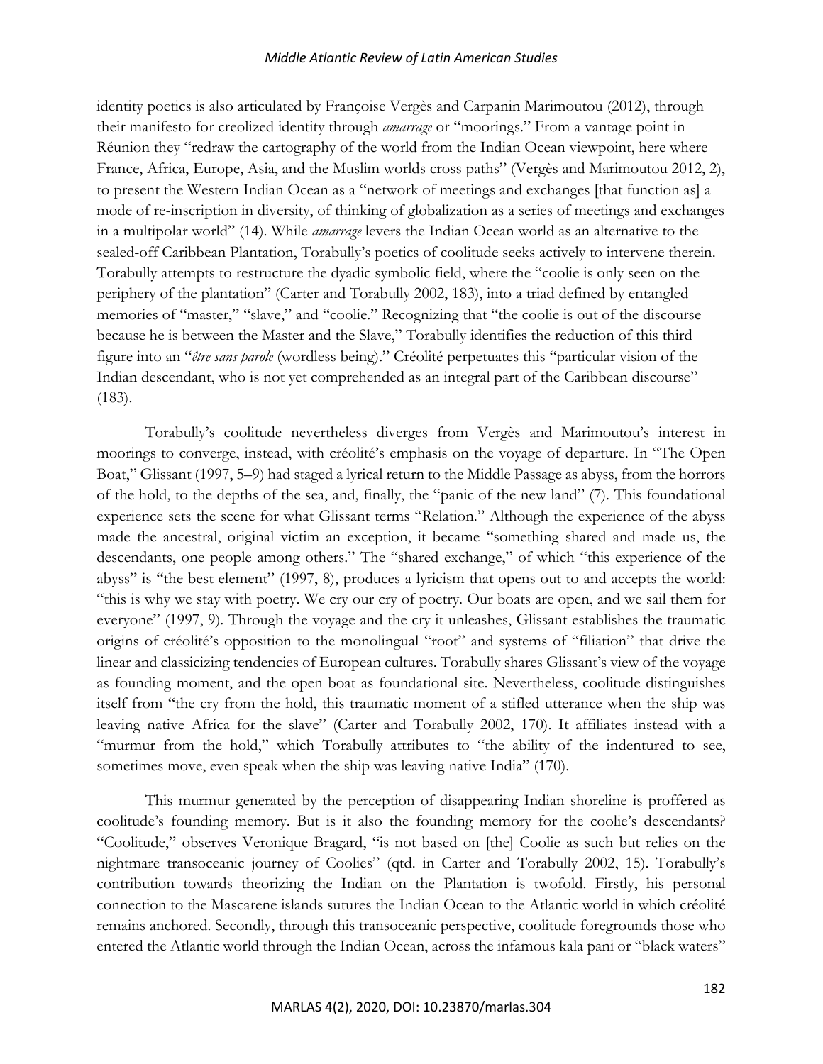identity poetics is also articulated by Françoise Vergès and Carpanin Marimoutou (2012), through their manifesto for creolized identity through *amarrage* or "moorings." From a vantage point in Réunion they "redraw the cartography of the world from the Indian Ocean viewpoint, here where France, Africa, Europe, Asia, and the Muslim worlds cross paths" (Vergès and Marimoutou 2012, 2), to present the Western Indian Ocean as a "network of meetings and exchanges [that function as] a mode of re-inscription in diversity, of thinking of globalization as a series of meetings and exchanges in a multipolar world" (14). While *amarrage* levers the Indian Ocean world as an alternative to the sealed-off Caribbean Plantation, Torabully's poetics of coolitude seeks actively to intervene therein. Torabully attempts to restructure the dyadic symbolic field, where the "coolie is only seen on the periphery of the plantation" (Carter and Torabully 2002, 183), into a triad defined by entangled memories of "master," "slave," and "coolie." Recognizing that "the coolie is out of the discourse because he is between the Master and the Slave," Torabully identifies the reduction of this third figure into an "*être sans parole* (wordless being)." Créolité perpetuates this "particular vision of the Indian descendant, who is not yet comprehended as an integral part of the Caribbean discourse" (183).

Torabully's coolitude nevertheless diverges from Vergès and Marimoutou's interest in moorings to converge, instead, with créolité's emphasis on the voyage of departure. In "The Open Boat," Glissant (1997, 5–9) had staged a lyrical return to the Middle Passage as abyss, from the horrors of the hold, to the depths of the sea, and, finally, the "panic of the new land" (7). This foundational experience sets the scene for what Glissant terms "Relation." Although the experience of the abyss made the ancestral, original victim an exception, it became "something shared and made us, the descendants, one people among others." The "shared exchange," of which "this experience of the abyss" is "the best element" (1997, 8), produces a lyricism that opens out to and accepts the world: "this is why we stay with poetry. We cry our cry of poetry. Our boats are open, and we sail them for everyone" (1997, 9). Through the voyage and the cry it unleashes, Glissant establishes the traumatic origins of créolité's opposition to the monolingual "root" and systems of "filiation" that drive the linear and classicizing tendencies of European cultures. Torabully shares Glissant's view of the voyage as founding moment, and the open boat as foundational site. Nevertheless, coolitude distinguishes itself from "the cry from the hold, this traumatic moment of a stifled utterance when the ship was leaving native Africa for the slave" (Carter and Torabully 2002, 170). It affiliates instead with a "murmur from the hold," which Torabully attributes to "the ability of the indentured to see, sometimes move, even speak when the ship was leaving native India" (170).

This murmur generated by the perception of disappearing Indian shoreline is proffered as coolitude's founding memory. But is it also the founding memory for the coolie's descendants? "Coolitude," observes Veronique Bragard, "is not based on [the] Coolie as such but relies on the nightmare transoceanic journey of Coolies" (qtd. in Carter and Torabully 2002, 15). Torabully's contribution towards theorizing the Indian on the Plantation is twofold. Firstly, his personal connection to the Mascarene islands sutures the Indian Ocean to the Atlantic world in which créolité remains anchored. Secondly, through this transoceanic perspective, coolitude foregrounds those who entered the Atlantic world through the Indian Ocean, across the infamous kala pani or "black waters"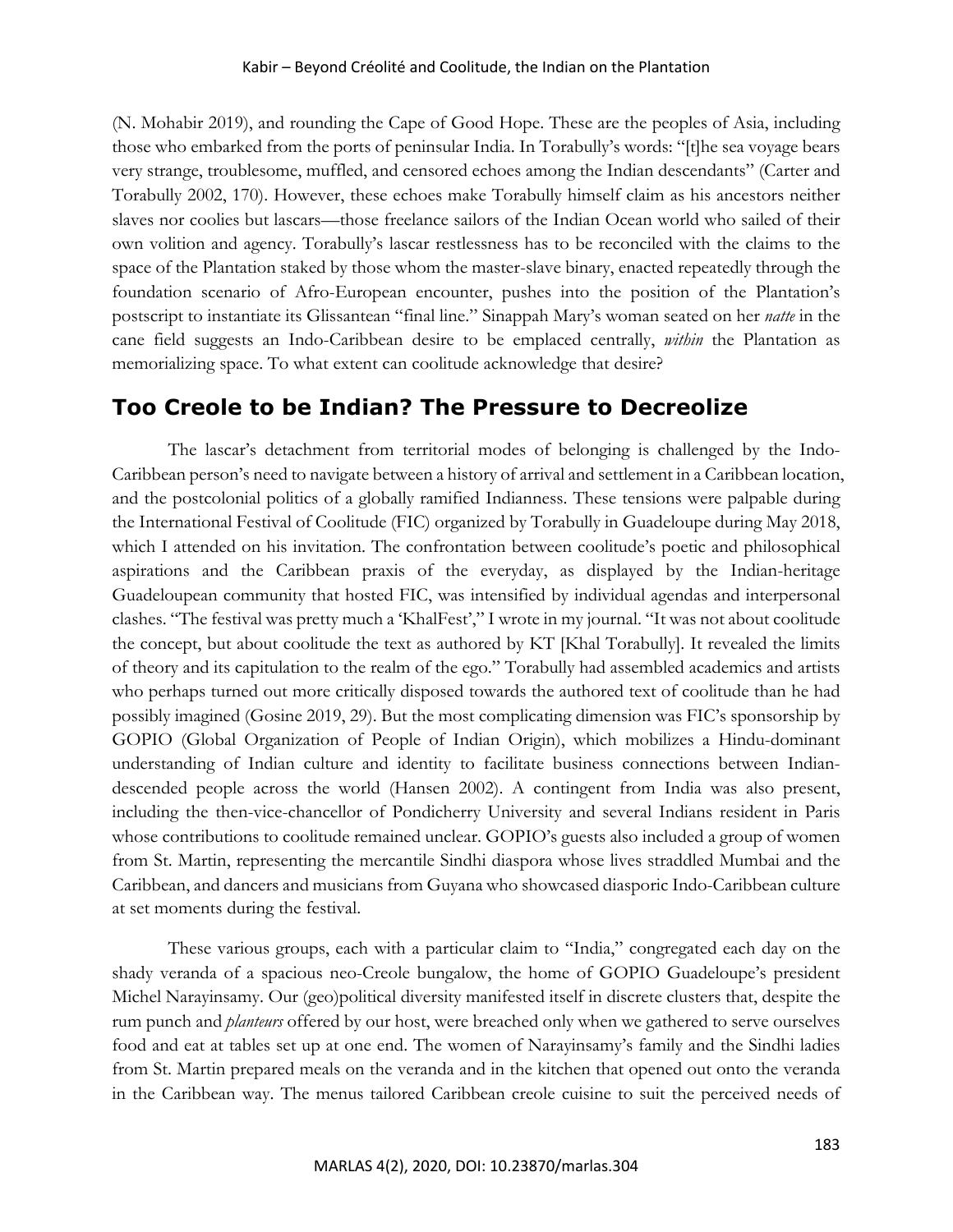(N. Mohabir 2019), and rounding the Cape of Good Hope. These are the peoples of Asia, including those who embarked from the ports of peninsular India. In Torabully's words: "[t]he sea voyage bears very strange, troublesome, muffled, and censored echoes among the Indian descendants" (Carter and Torabully 2002, 170). However, these echoes make Torabully himself claim as his ancestors neither slaves nor coolies but lascars—those freelance sailors of the Indian Ocean world who sailed of their own volition and agency. Torabully's lascar restlessness has to be reconciled with the claims to the space of the Plantation staked by those whom the master-slave binary, enacted repeatedly through the foundation scenario of Afro-European encounter, pushes into the position of the Plantation's postscript to instantiate its Glissantean "final line." Sinappah Mary's woman seated on her *natte* in the cane field suggests an Indo-Caribbean desire to be emplaced centrally, *within* the Plantation as memorializing space. To what extent can coolitude acknowledge that desire?

## Too Creole to be Indian? The Pressure to Decreolize

The lascar's detachment from territorial modes of belonging is challenged by the Indo-Caribbean person's need to navigate between a history of arrival and settlement in a Caribbean location, and the postcolonial politics of a globally ramified Indianness. These tensions were palpable during the International Festival of Coolitude (FIC) organized by Torabully in Guadeloupe during May 2018, which I attended on his invitation. The confrontation between coolitude's poetic and philosophical aspirations and the Caribbean praxis of the everyday, as displayed by the Indian-heritage Guadeloupean community that hosted FIC, was intensified by individual agendas and interpersonal clashes. "The festival was pretty much a 'KhalFest'," I wrote in my journal. "It was not about coolitude the concept, but about coolitude the text as authored by KT [Khal Torabully]. It revealed the limits of theory and its capitulation to the realm of the ego." Torabully had assembled academics and artists who perhaps turned out more critically disposed towards the authored text of coolitude than he had possibly imagined (Gosine 2019, 29). But the most complicating dimension was FIC's sponsorship by GOPIO (Global Organization of People of Indian Origin), which mobilizes a Hindu-dominant understanding of Indian culture and identity to facilitate business connections between Indian-descended people across the world (Hansen 2002). A contingent from India was also present, including the then-vice-chancellor of Pondicherry University and several Indians resident in Paris whose contributions to coolitude remained unclear. GOPIO's guests also included a group of women from St. Martin, representing the mercantile Sindhi diaspora whose lives straddled Mumbai and the Caribbean, and dancers and musicians from Guyana who showcased diasporic Indo-Caribbean culture at set moments during the festival.

These various groups, each with a particular claim to "India," congregated each day on the shady veranda of a spacious neo-Creole bungalow, the home of GOPIO Guadeloupe's president Michel Narayinsamy. Our (geo)political diversity manifested itself in discrete clusters that, despite the rum punch and *planteurs* offered by our host, were breached only when we gathered to serve ourselves food and eat at tables set up at one end. The women of Narayinsamy's family and the Sindhi ladies from St. Martin prepared meals on the veranda and in the kitchen that opened out onto the veranda in the Caribbean way. The menus tailored Caribbean creole cuisine to suit the perceived needs of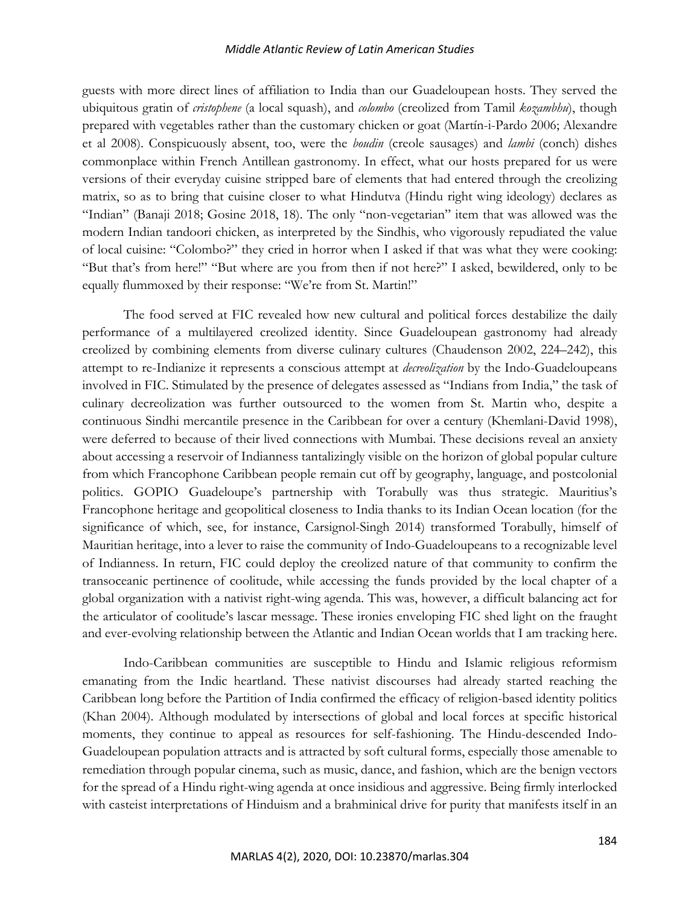guests with more direct lines of affiliation to India than our Guadeloupean hosts. They served the ubiquitous gratin of *cristophene* (a local squash), and *colombo* (creolized from Tamil *kozambhu*), though prepared with vegetables rather than the customary chicken or goat (Martín-i-Pardo 2006; Alexandre et al 2008). Conspicuously absent, too, were the *boudin* (creole sausages) and *lambi* (conch) dishes commonplace within French Antillean gastronomy. In effect, what our hosts prepared for us were versions of their everyday cuisine stripped bare of elements that had entered through the creolizing matrix, so as to bring that cuisine closer to what Hindutva (Hindu right wing ideology) declares as "Indian" (Banaji 2018; Gosine 2018, 18). The only "non-vegetarian" item that was allowed was the modern Indian tandoori chicken, as interpreted by the Sindhis, who vigorously repudiated the value of local cuisine: "Colombo?" they cried in horror when I asked if that was what they were cooking: "But that's from here!" "But where are you from then if not here?" I asked, bewildered, only to be equally flummoxed by their response: "We're from St. Martin!"

The food served at FIC revealed how new cultural and political forces destabilize the daily performance of a multilayered creolized identity. Since Guadeloupean gastronomy had already creolized by combining elements from diverse culinary cultures (Chaudenson 2002, 224–242), this attempt to re-Indianize it represents a conscious attempt at *decreolization* by the Indo-Guadeloupeans involved in FIC. Stimulated by the presence of delegates assessed as "Indians from India," the task of culinary decreolization was further outsourced to the women from St. Martin who, despite a continuous Sindhi mercantile presence in the Caribbean for over a century (Khemlani-David 1998), were deferred to because of their lived connections with Mumbai. These decisions reveal an anxiety about accessing a reservoir of Indianness tantalizingly visible on the horizon of global popular culture from which Francophone Caribbean people remain cut off by geography, language, and postcolonial politics. GOPIO Guadeloupe's partnership with Torabully was thus strategic. Mauritius's Francophone heritage and geopolitical closeness to India thanks to its Indian Ocean location (for the significance of which, see, for instance, Carsignol-Singh 2014) transformed Torabully, himself of Mauritian heritage, into a lever to raise the community of Indo-Guadeloupeans to a recognizable level of Indianness. In return, FIC could deploy the creolized nature of that community to confirm the transoceanic pertinence of coolitude, while accessing the funds provided by the local chapter of a global organization with a nativist right-wing agenda. This was, however, a difficult balancing act for the articulator of coolitude's lascar message. These ironies enveloping FIC shed light on the fraught and ever-evolving relationship between the Atlantic and Indian Ocean worlds that I am tracking here.

Indo-Caribbean communities are susceptible to Hindu and Islamic religious reformism emanating from the Indic heartland. These nativist discourses had already started reaching the Caribbean long before the Partition of India confirmed the efficacy of religion-based identity politics (Khan 2004). Although modulated by intersections of global and local forces at specific historical moments, they continue to appeal as resources for self-fashioning. The Hindu-descended Indo-Guadeloupean population attracts and is attracted by soft cultural forms, especially those amenable to remediation through popular cinema, such as music, dance, and fashion, which are the benign vectors for the spread of a Hindu right-wing agenda at once insidious and aggressive. Being firmly interlocked with casteist interpretations of Hinduism and a brahminical drive for purity that manifests itself in an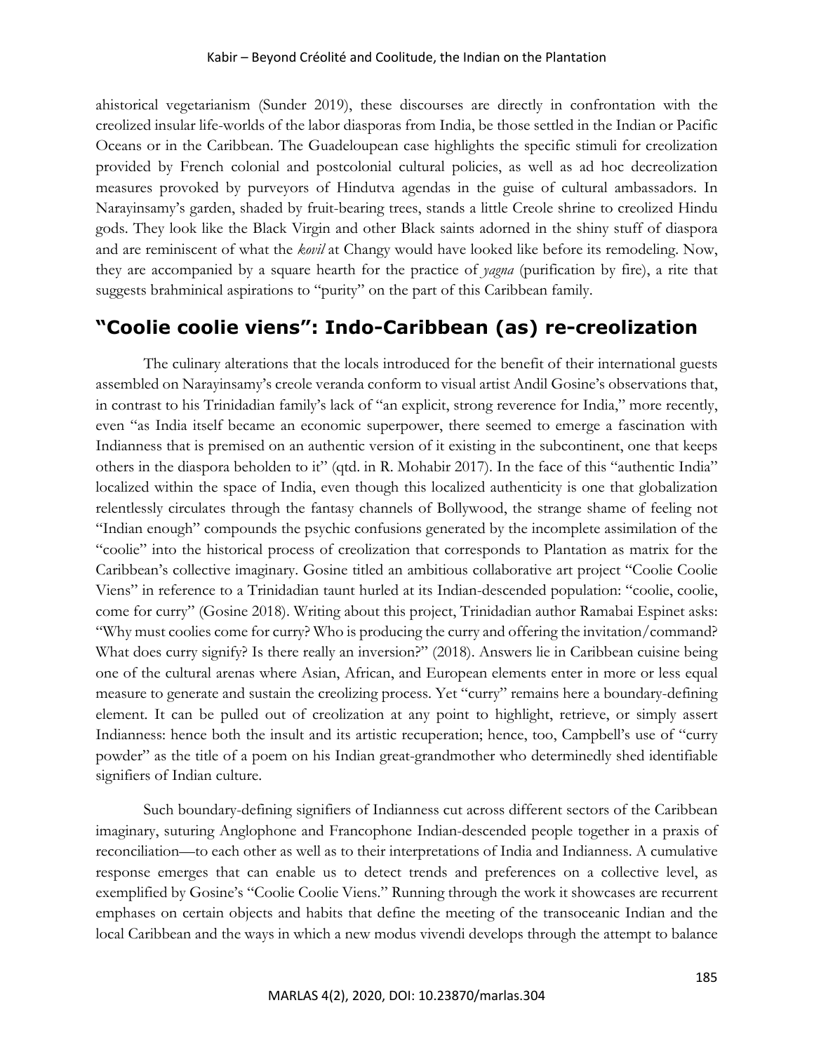ahistorical vegetarianism (Sunder 2019), these discourses are directly in confrontation with the creolized insular life-worlds of the labor diasporas from India, be those settled in the Indian or Pacific Oceans or in the Caribbean. The Guadeloupean case highlights the specific stimuli for creolization provided by French colonial and postcolonial cultural policies, as well as ad hoc decreolization measures provoked by purveyors of Hindutva agendas in the guise of cultural ambassadors. In Narayinsamy's garden, shaded by fruit-bearing trees, stands a little Creole shrine to creolized Hindu gods. They look like the Black Virgin and other Black saints adorned in the shiny stuff of diaspora and are reminiscent of what the *kovil* at Changy would have looked like before its remodeling. Now, they are accompanied by a square hearth for the practice of *yagna* (purification by fire), a rite that suggests brahminical aspirations to "purity" on the part of this Caribbean family.

## "Coolie coolie viens": Indo-Caribbean (as) re-creolization

The culinary alterations that the locals introduced for the benefit of their international guests assembled on Narayinsamy's creole veranda conform to visual artist Andil Gosine's observations that, in contrast to his Trinidadian family's lack of "an explicit, strong reverence for India," more recently, even "as India itself became an economic superpower, there seemed to emerge a fascination with Indianness that is premised on an authentic version of it existing in the subcontinent, one that keeps others in the diaspora beholden to it" (qtd. in R. Mohabir 2017). In the face of this "authentic India" localized within the space of India, even though this localized authenticity is one that globalization relentlessly circulates through the fantasy channels of Bollywood, the strange shame of feeling not "Indian enough" compounds the psychic confusions generated by the incomplete assimilation of the "coolie" into the historical process of creolization that corresponds to Plantation as matrix for the Caribbean's collective imaginary. Gosine titled an ambitious collaborative art project "Coolie Coolie Viens" in reference to a Trinidadian taunt hurled at its Indian-descended population: "coolie, coolie, come for curry" (Gosine 2018). Writing about this project, Trinidadian author Ramabai Espinet asks: "Why must coolies come for curry? Who is producing the curry and offering the invitation/command? What does curry signify? Is there really an inversion?" (2018). Answers lie in Caribbean cuisine being one of the cultural arenas where Asian, African, and European elements enter in more or less equal measure to generate and sustain the creolizing process. Yet "curry" remains here a boundary-defining element. It can be pulled out of creolization at any point to highlight, retrieve, or simply assert Indianness: hence both the insult and its artistic recuperation; hence, too, Campbell's use of "curry powder" as the title of a poem on his Indian great-grandmother who determinedly shed identifiable signifiers of Indian culture.

Such boundary-defining signifiers of Indianness cut across different sectors of the Caribbean imaginary, suturing Anglophone and Francophone Indian-descended people together in a praxis of reconciliation—to each other as well as to their interpretations of India and Indianness. A cumulative response emerges that can enable us to detect trends and preferences on a collective level, as exemplified by Gosine's "Coolie Coolie Viens." Running through the work it showcases are recurrent emphases on certain objects and habits that define the meeting of the transoceanic Indian and the local Caribbean and the ways in which a new modus vivendi develops through the attempt to balance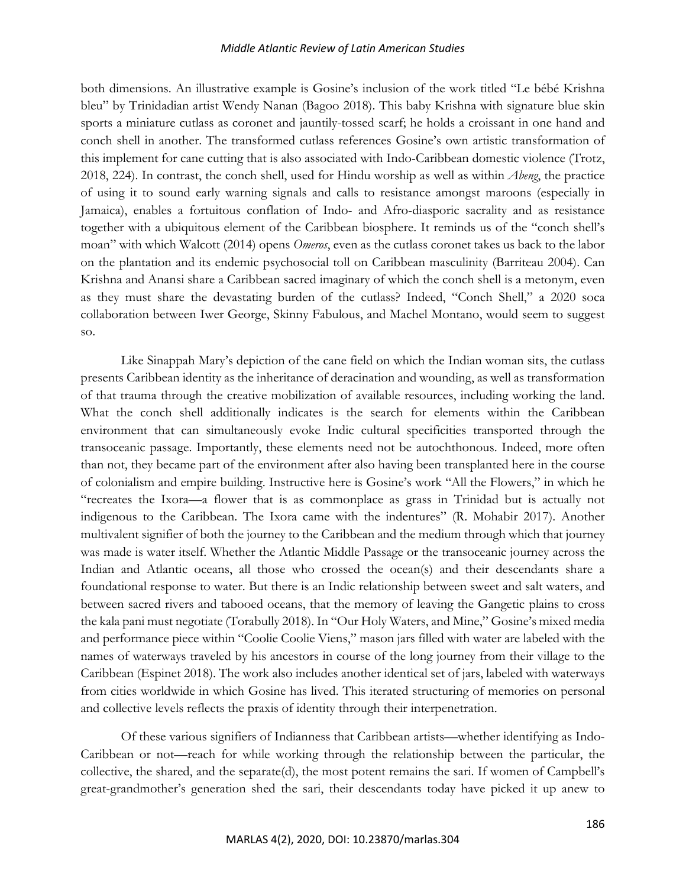both dimensions. An illustrative example is Gosine's inclusion of the work titled "Le bébé Krishna bleu" by Trinidadian artist Wendy Nanan (Bagoo 2018). This baby Krishna with signature blue skin sports a miniature cutlass as coronet and jauntily-tossed scarf; he holds a croissant in one hand and conch shell in another. The transformed cutlass references Gosine's own artistic transformation of this implement for cane cutting that is also associated with Indo-Caribbean domestic violence (Trotz, 2018, 224). In contrast, the conch shell, used for Hindu worship as well as within *Abeng*, the practice of using it to sound early warning signals and calls to resistance amongst maroons (especially in Jamaica), enables a fortuitous conflation of Indo- and Afro-diasporic sacrality and as resistance together with a ubiquitous element of the Caribbean biosphere. It reminds us of the "conch shell's moan" with which Walcott (2014) opens *Omeros*, even as the cutlass coronet takes us back to the labor on the plantation and its endemic psychosocial toll on Caribbean masculinity (Barriteau 2004). Can Krishna and Anansi share a Caribbean sacred imaginary of which the conch shell is a metonym, even as they must share the devastating burden of the cutlass? Indeed, "Conch Shell," a 2020 soca collaboration between Iwer George, Skinny Fabulous, and Machel Montano, would seem to suggest so.

Like Sinappah Mary's depiction of the cane field on which the Indian woman sits, the cutlass presents Caribbean identity as the inheritance of deracination and wounding, as well as transformation of that trauma through the creative mobilization of available resources, including working the land. What the conch shell additionally indicates is the search for elements within the Caribbean environment that can simultaneously evoke Indic cultural specificities transported through the transoceanic passage. Importantly, these elements need not be autochthonous. Indeed, more often than not, they became part of the environment after also having been transplanted here in the course of colonialism and empire building. Instructive here is Gosine's work "All the Flowers," in which he "recreates the Ixora—a flower that is as commonplace as grass in Trinidad but is actually not indigenous to the Caribbean. The Ixora came with the indentures" (R. Mohabir 2017). Another multivalent signifier of both the journey to the Caribbean and the medium through which that journey was made is water itself. Whether the Atlantic Middle Passage or the transoceanic journey across the Indian and Atlantic oceans, all those who crossed the ocean(s) and their descendants share a foundational response to water. But there is an Indic relationship between sweet and salt waters, and between sacred rivers and tabooed oceans, that the memory of leaving the Gangetic plains to cross the kala pani must negotiate (Torabully 2018). In "Our Holy Waters, and Mine," Gosine's mixed media and performance piece within "Coolie Coolie Viens," mason jars filled with water are labeled with the names of waterways traveled by his ancestors in course of the long journey from their village to the Caribbean (Espinet 2018). The work also includes another identical set of jars, labeled with waterways from cities worldwide in which Gosine has lived. This iterated structuring of memories on personal and collective levels reflects the praxis of identity through their interpenetration.

Of these various signifiers of Indianness that Caribbean artists—whether identifying as Indo-Caribbean or not—reach for while working through the relationship between the particular, the collective, the shared, and the separate(d), the most potent remains the sari. If women of Campbell's great-grandmother's generation shed the sari, their descendants today have picked it up anew to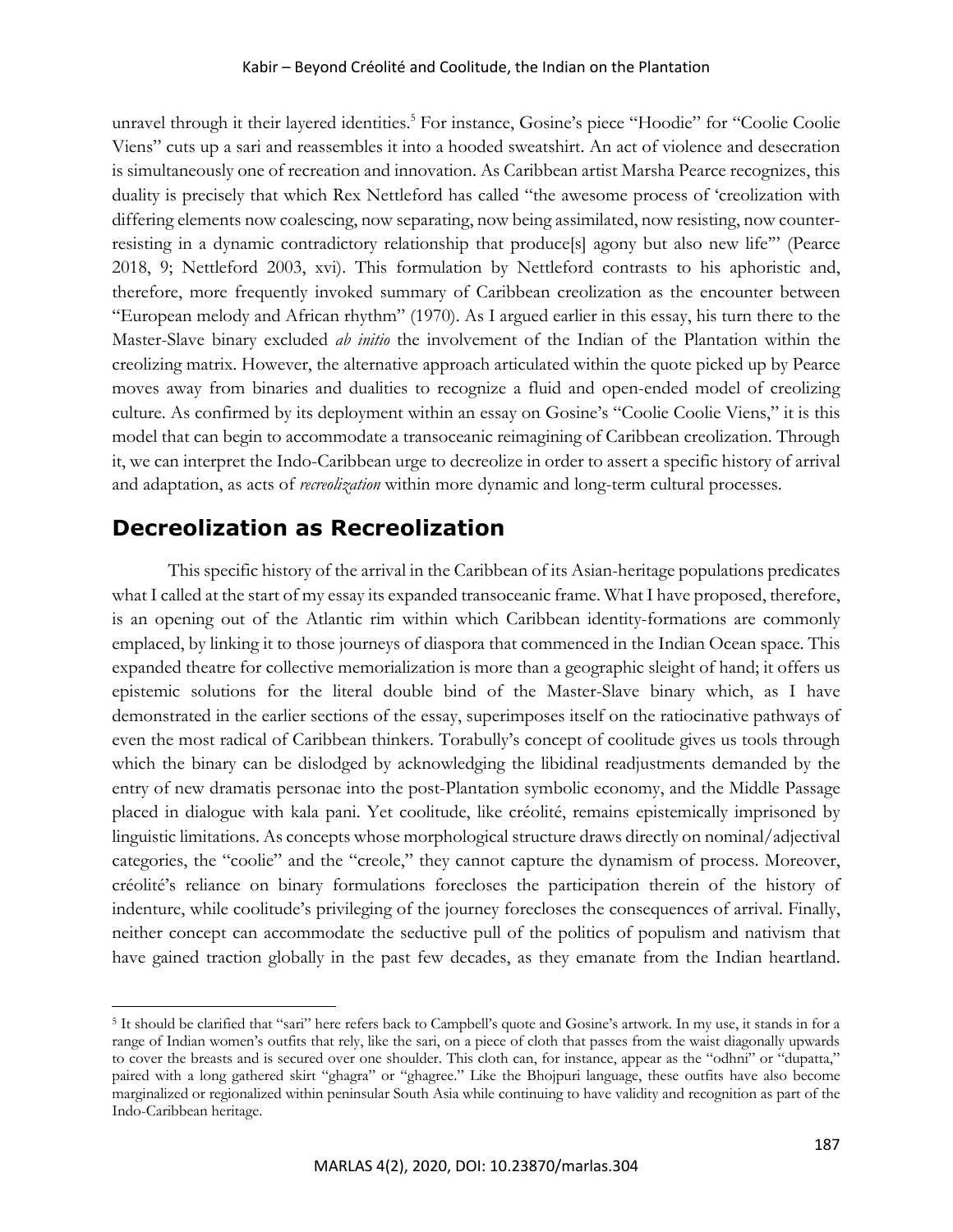unravel through it their layered identities.[5] For instance, Gosine's piece "Hoodie" for "Coolie Coolie Viens" cuts up a sari and reassembles it into a hooded sweatshirt. An act of violence and desecration is simultaneously one of recreation and innovation. As Caribbean artist Marsha Pearce recognizes, this duality is precisely that which Rex Nettleford has called "the awesome process of 'creolization with differing elements now coalescing, now separating, now being assimilated, now resisting, now counter-resisting in a dynamic contradictory relationship that produce[s] agony but also new life'" (Pearce 2018, 9; Nettleford 2003, xvi). This formulation by Nettleford contrasts to his aphoristic and, therefore, more frequently invoked summary of Caribbean creolization as the encounter between "European melody and African rhythm" (1970). As I argued earlier in this essay, his turn there to the Master-Slave binary excluded *ab initio* the involvement of the Indian of the Plantation within the creolizing matrix. However, the alternative approach articulated within the quote picked up by Pearce moves away from binaries and dualities to recognize a fluid and open-ended model of creolizing culture. As confirmed by its deployment within an essay on Gosine's "Coolie Coolie Viens," it is this model that can begin to accommodate a transoceanic reimagining of Caribbean creolization. Through it, we can interpret the Indo-Caribbean urge to decreolize in order to assert a specific history of arrival and adaptation, as acts of *recreolization* within more dynamic and long-term cultural processes.

## Decreolization as Recreolization

This specific history of the arrival in the Caribbean of its Asian-heritage populations predicates what I called at the start of my essay its expanded transoceanic frame. What I have proposed, therefore, is an opening out of the Atlantic rim within which Caribbean identity-formations are commonly emplaced, by linking it to those journeys of diaspora that commenced in the Indian Ocean space. This expanded theatre for collective memorialization is more than a geographic sleight of hand; it offers us epistemic solutions for the literal double bind of the Master-Slave binary which, as I have demonstrated in the earlier sections of the essay, superimposes itself on the ratiocinative pathways of even the most radical of Caribbean thinkers. Torabully's concept of coolitude gives us tools through which the binary can be dislodged by acknowledging the libidinal readjustments demanded by the entry of new dramatis personae into the post-Plantation symbolic economy, and the Middle Passage placed in dialogue with kala pani. Yet coolitude, like créolité, remains epistemically imprisoned by linguistic limitations. As concepts whose morphological structure draws directly on nominal/adjectival categories, the "coolie" and the "creole," they cannot capture the dynamism of process. Moreover, créolité's reliance on binary formulations forecloses the participation therein of the history of indenture, while coolitude's privileging of the journey forecloses the consequences of arrival. Finally, neither concept can accommodate the seductive pull of the politics of populism and nativism that have gained traction globally in the past few decades, as they emanate from the Indian heartland.

[5] It should be clarified that "sari" here refers back to Campbell's quote and Gosine's artwork. In my use, it stands in for a range of Indian women's outfits that rely, like the sari, on a piece of cloth that passes from the waist diagonally upwards to cover the breasts and is secured over one shoulder. This cloth can, for instance, appear as the "odhni" or "dupatta," paired with a long gathered skirt "ghagra" or "ghagree." Like the Bhojpuri language, these outfits have also become marginalized or regionalized within peninsular South Asia while continuing to have validity and recognition as part of the Indo-Caribbean heritage.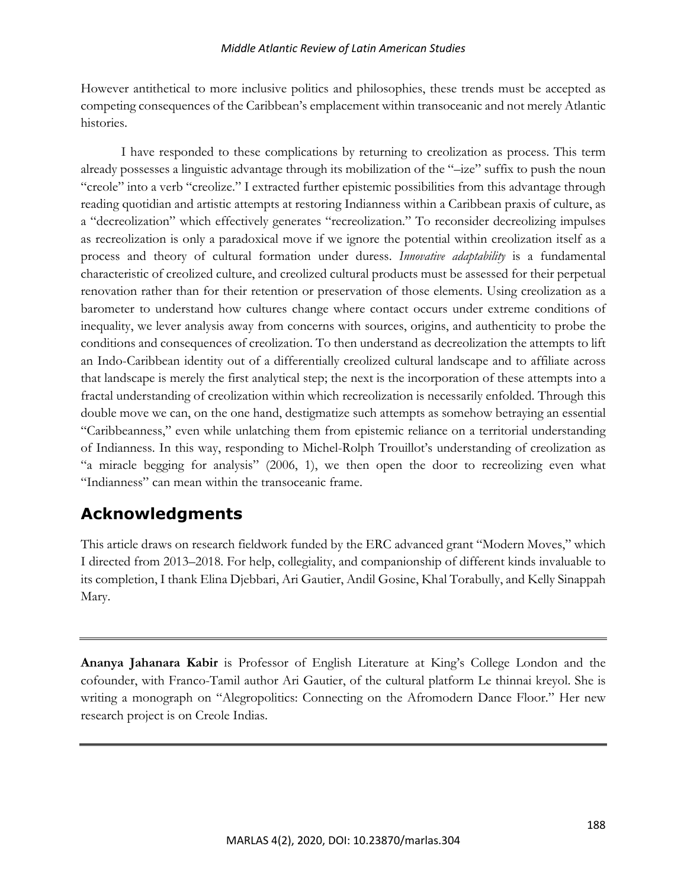However antithetical to more inclusive politics and philosophies, these trends must be accepted as competing consequences of the Caribbean's emplacement within transoceanic and not merely Atlantic histories.

I have responded to these complications by returning to creolization as process. This term already possesses a linguistic advantage through its mobilization of the "–ize" suffix to push the noun "creole" into a verb "creolize." I extracted further epistemic possibilities from this advantage through reading quotidian and artistic attempts at restoring Indianness within a Caribbean praxis of culture, as a "decreolization" which effectively generates "recreolization." To reconsider decreolizing impulses as recreolization is only a paradoxical move if we ignore the potential within creolization itself as a process and theory of cultural formation under duress. *Innovative adaptability* is a fundamental characteristic of creolized culture, and creolized cultural products must be assessed for their perpetual renovation rather than for their retention or preservation of those elements. Using creolization as a barometer to understand how cultures change where contact occurs under extreme conditions of inequality, we lever analysis away from concerns with sources, origins, and authenticity to probe the conditions and consequences of creolization. To then understand as decreolization the attempts to lift an Indo-Caribbean identity out of a differentially creolized cultural landscape and to affiliate across that landscape is merely the first analytical step; the next is the incorporation of these attempts into a fractal understanding of creolization within which recreolization is necessarily enfolded. Through this double move we can, on the one hand, destigmatize such attempts as somehow betraying an essential "Caribbeanness," even while unlatching them from epistemic reliance on a territorial understanding of Indianness. In this way, responding to Michel-Rolph Trouillot's understanding of creolization as "a miracle begging for analysis" (2006, 1), we then open the door to recreolizing even what "Indianness" can mean within the transoceanic frame.

## Acknowledgments

This article draws on research fieldwork funded by the ERC advanced grant "Modern Moves," which I directed from 2013–2018. For help, collegiality, and companionship of different kinds invaluable to its completion, I thank Elina Djebbari, Ari Gautier, Andil Gosine, Khal Torabully, and Kelly Sinappah Mary.

---

**Ananya Jahanara Kabir** is Professor of English Literature at King's College London and the cofounder, with Franco-Tamil author Ari Gautier, of the cultural platform Le thinnai kreyol. She is writing a monograph on "Alegropolitics: Connecting on the Afromodern Dance Floor." Her new research project is on Creole Indias.

---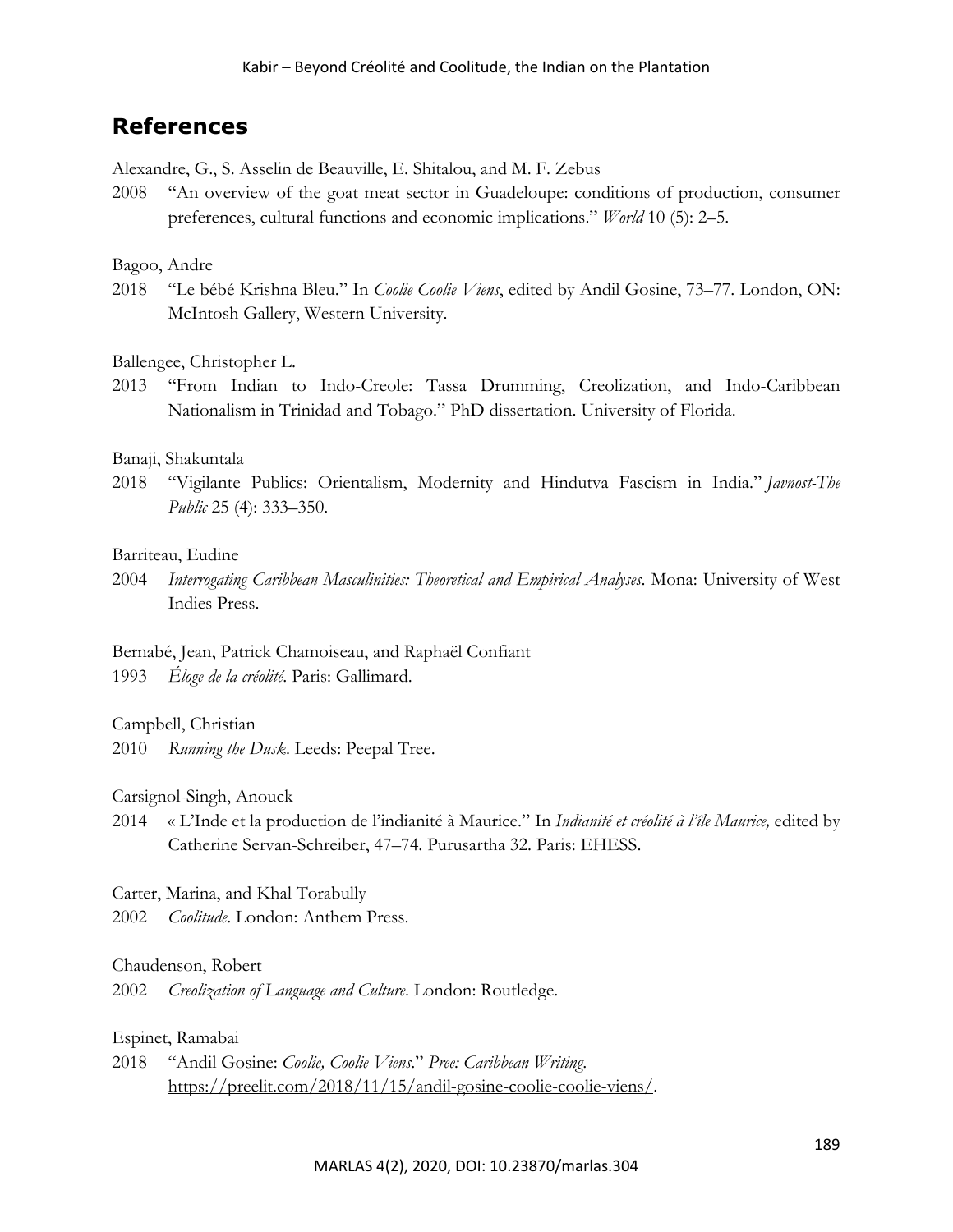## References

Alexandre, G., S. Asselin de Beauville, E. Shitalou, and M. F. Zebus

2008 "An overview of the goat meat sector in Guadeloupe: conditions of production, consumer preferences, cultural functions and economic implications." *World* 10 (5): 2–5.

Bagoo, Andre

2018 "Le bébé Krishna Bleu." In *Coolie Coolie Viens*, edited by Andil Gosine, 73–77. London, ON: McIntosh Gallery, Western University.

Ballengee, Christopher L.

2013 "From Indian to Indo-Creole: Tassa Drumming, Creolization, and Indo-Caribbean Nationalism in Trinidad and Tobago." PhD dissertation. University of Florida.

Banaji, Shakuntala

2018 "Vigilante Publics: Orientalism, Modernity and Hindutva Fascism in India." *Javnost-The Public* 25 (4): 333–350.

Barriteau, Eudine

2004 *Interrogating Caribbean Masculinities: Theoretical and Empirical Analyses*. Mona: University of West Indies Press.

Bernabé, Jean, Patrick Chamoiseau, and Raphaël Confiant

1993 *Éloge de la créolité*. Paris: Gallimard.

Campbell, Christian

2010 *Running the Dusk*. Leeds: Peepal Tree.

Carsignol-Singh, Anouck

2014 « L'Inde et la production de l'indianité à Maurice." In *Indianité et créolité à l'île Maurice,* edited by Catherine Servan-Schreiber, 47–74. Purusartha 32. Paris: EHESS.

Carter, Marina, and Khal Torabully

2002 *Coolitude*. London: Anthem Press.

Chaudenson, Robert

2002 *Creolization of Language and Culture*. London: Routledge.

Espinet, Ramabai

2018 "Andil Gosine: *Coolie, Coolie Viens*." *Pree: Caribbean Writing*. https://preelit.com/2018/11/15/andil-gosine-coolie-coolie-viens/.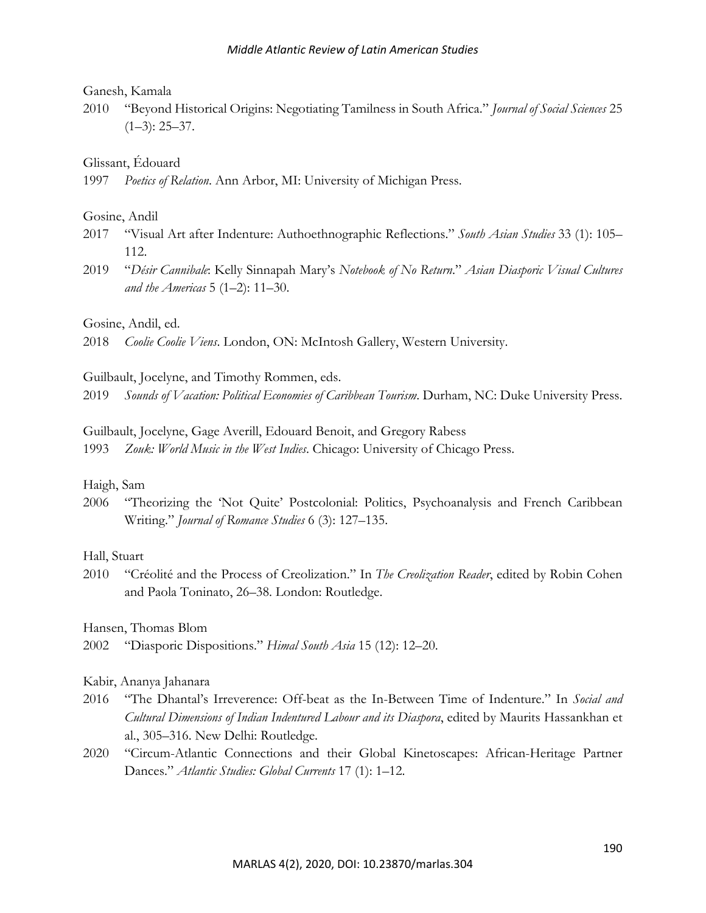Ganesh, Kamala

2010 "Beyond Historical Origins: Negotiating Tamilness in South Africa." *Journal of Social Sciences* 25 (1–3): 25–37.

Glissant, Édouard

1997 *Poetics of Relation*. Ann Arbor, MI: University of Michigan Press.

Gosine, Andil

2017 "Visual Art after Indenture: Authoethnographic Reflections." *South Asian Studies* 33 (1): 105–112.

2019 "*Désir Cannibale*: Kelly Sinnapah Mary's *Notebook of No Return*." *Asian Diasporic Visual Cultures and the Americas* 5 (1–2): 11–30.

Gosine, Andil, ed.

2018 *Coolie Coolie Viens*. London, ON: McIntosh Gallery, Western University.

Guilbault, Jocelyne, and Timothy Rommen, eds.

2019 *Sounds of Vacation: Political Economies of Caribbean Tourism*. Durham, NC: Duke University Press.

Guilbault, Jocelyne, Gage Averill, Edouard Benoit, and Gregory Rabess

1993 *Zouk: World Music in the West Indies*. Chicago: University of Chicago Press.

Haigh, Sam

2006 "Theorizing the 'Not Quite' Postcolonial: Politics, Psychoanalysis and French Caribbean Writing." *Journal of Romance Studies* 6 (3): 127–135.

Hall, Stuart

2010 "Créolité and the Process of Creolization." In *The Creolization Reader*, edited by Robin Cohen and Paola Toninato, 26–38. London: Routledge.

Hansen, Thomas Blom

2002 "Diasporic Dispositions." *Himal South Asia* 15 (12): 12–20.

Kabir, Ananya Jahanara

2016 "The Dhantal's Irreverence: Off-beat as the In-Between Time of Indenture." In *Social and Cultural Dimensions of Indian Indentured Labour and its Diaspora*, edited by Maurits Hassankhan et al., 305–316. New Delhi: Routledge.

2020 "Circum-Atlantic Connections and their Global Kinetoscapes: African-Heritage Partner Dances." *Atlantic Studies: Global Currents* 17 (1): 1–12.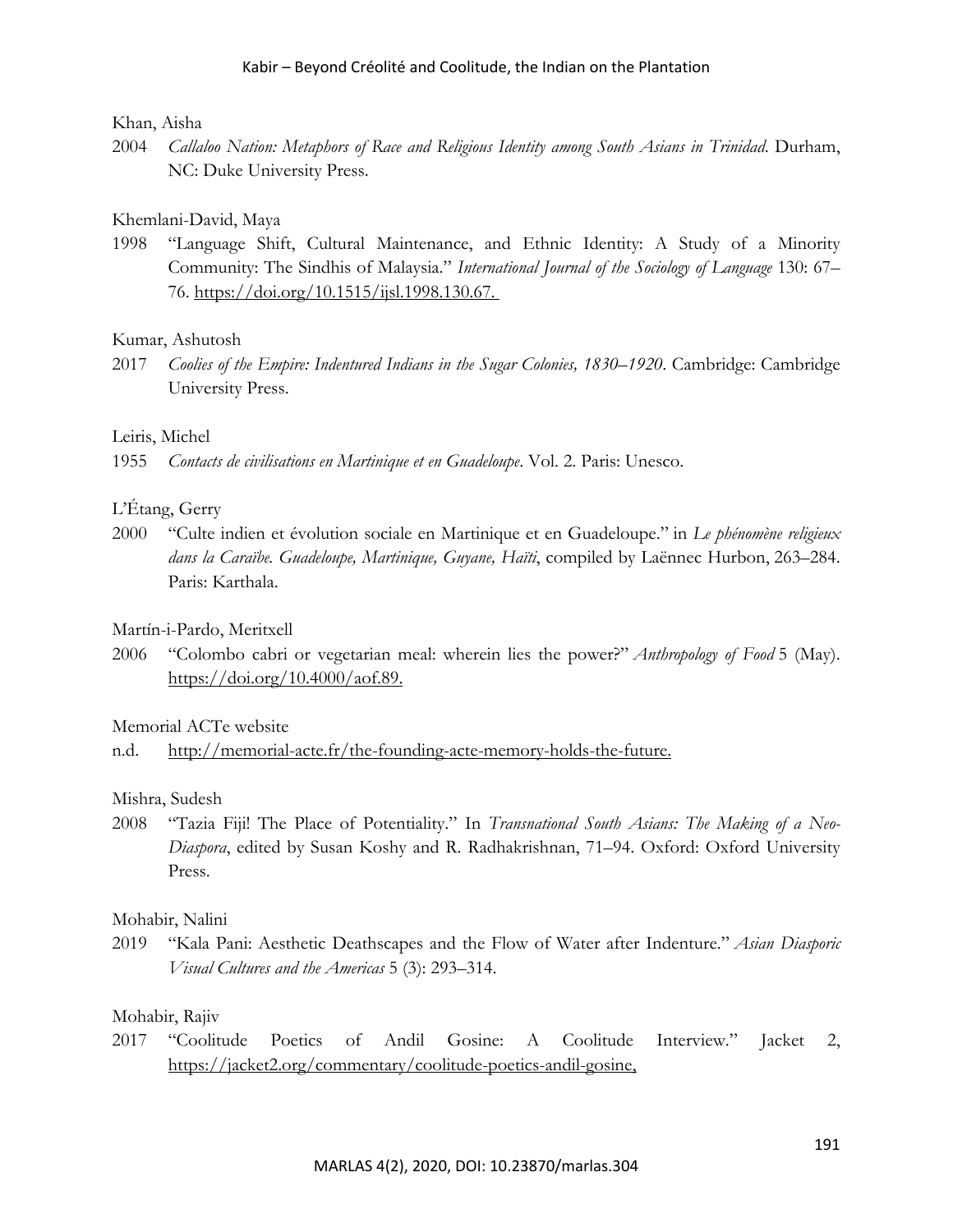Khan, Aisha

2004 *Callaloo Nation: Metaphors of Race and Religious Identity among South Asians in Trinidad*. Durham, NC: Duke University Press.

Khemlani-David, Maya

1998 "Language Shift, Cultural Maintenance, and Ethnic Identity: A Study of a Minority Community: The Sindhis of Malaysia." *International Journal of the Sociology of Language* 130: 67–76. https://doi.org/10.1515/ijsl.1998.130.67.

Kumar, Ashutosh

2017 *Coolies of the Empire: Indentured Indians in the Sugar Colonies, 1830–1920*. Cambridge: Cambridge University Press.

Leiris, Michel

1955 *Contacts de civilisations en Martinique et en Guadeloupe*. Vol. 2. Paris: Unesco.

L'Étang, Gerry

2000 "Culte indien et évolution sociale en Martinique et en Guadeloupe." in *Le phénomène religieux dans la Caraïbe. Guadeloupe, Martinique, Guyane, Haïti*, compiled by Laënnec Hurbon, 263–284. Paris: Karthala.

Martín-i-Pardo, Meritxell

2006 "Colombo cabri or vegetarian meal: wherein lies the power?" *Anthropology of Food* 5 (May). https://doi.org/10.4000/aof.89.

Memorial ACTe website

n.d. http://memorial-acte.fr/the-founding-acte-memory-holds-the-future.

Mishra, Sudesh

2008 "Tazia Fiji! The Place of Potentiality." In *Transnational South Asians: The Making of a Neo-Diaspora*, edited by Susan Koshy and R. Radhakrishnan, 71–94. Oxford: Oxford University Press.

Mohabir, Nalini

2019 "Kala Pani: Aesthetic Deathscapes and the Flow of Water after Indenture." *Asian Diasporic Visual Cultures and the Americas* 5 (3): 293–314.

Mohabir, Rajiv

2017 "Coolitude Poetics of Andil Gosine: A Coolitude Interview." Jacket 2, https://jacket2.org/commentary/coolitude-poetics-andil-gosine,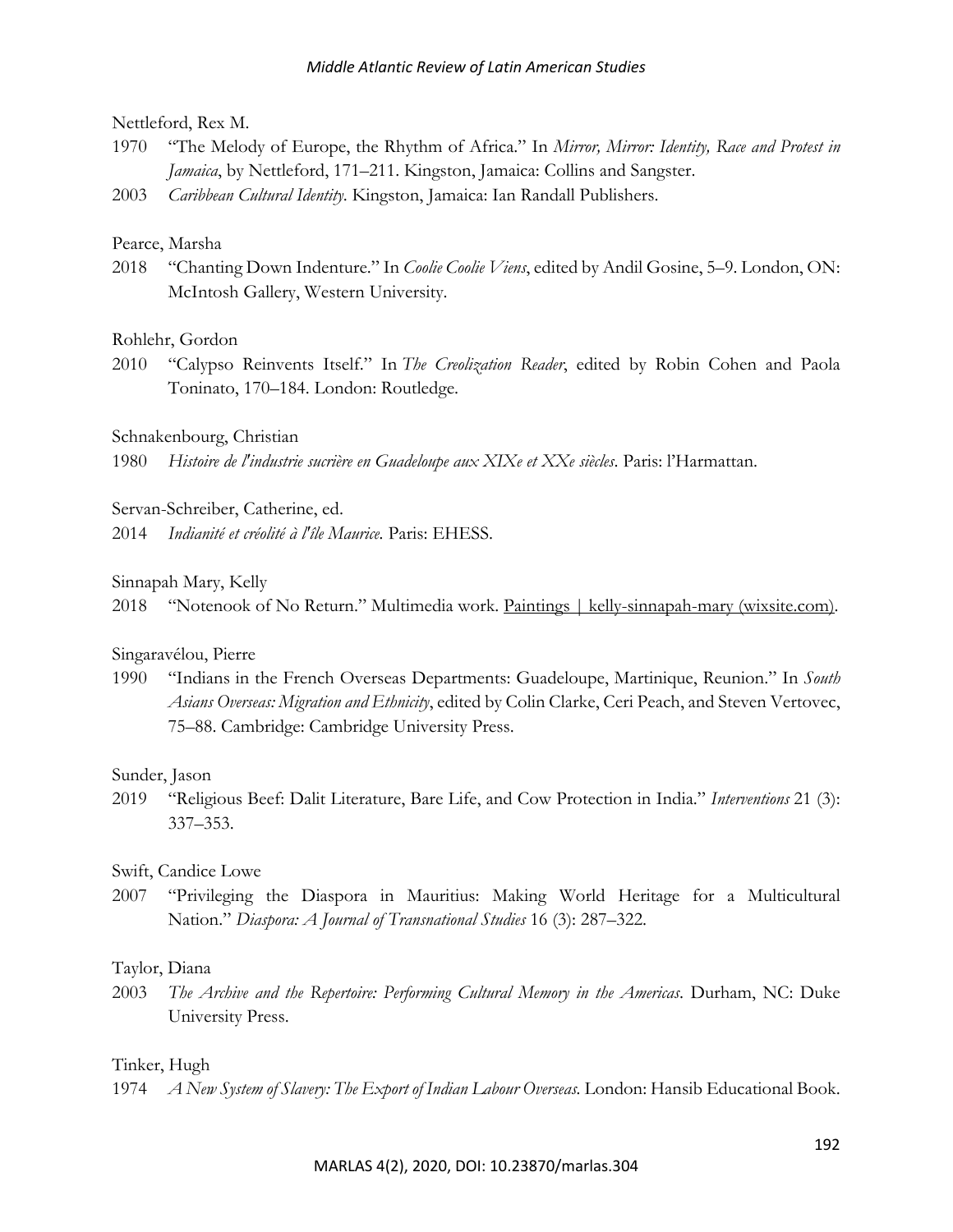Nettleford, Rex M.

1970 "The Melody of Europe, the Rhythm of Africa." In *Mirror, Mirror: Identity, Race and Protest in Jamaica*, by Nettleford, 171–211. Kingston, Jamaica: Collins and Sangster.

2003 *Caribbean Cultural Identity.* Kingston, Jamaica: Ian Randall Publishers.

Pearce, Marsha

2018 "Chanting Down Indenture." In *Coolie Coolie Viens*, edited by Andil Gosine, 5–9. London, ON: McIntosh Gallery, Western University.

Rohlehr, Gordon

2010 "Calypso Reinvents Itself." In *The Creolization Reader*, edited by Robin Cohen and Paola Toninato, 170–184. London: Routledge.

Schnakenbourg, Christian

1980 *Histoire de l'industrie sucrière en Guadeloupe aux XIXe et XXe siècles*. Paris: l'Harmattan.

Servan-Schreiber, Catherine, ed.

2014 *Indianité et créolité à l'île Maurice.* Paris: EHESS.

Sinnapah Mary, Kelly

2018 "Notenook of No Return." Multimedia work. Paintings | kelly-sinnapah-mary (wixsite.com).

Singaravélou, Pierre

1990 "Indians in the French Overseas Departments: Guadeloupe, Martinique, Reunion." In *South Asians Overseas: Migration and Ethnicity*, edited by Colin Clarke, Ceri Peach, and Steven Vertovec, 75–88. Cambridge: Cambridge University Press.

Sunder, Jason

2019 "Religious Beef: Dalit Literature, Bare Life, and Cow Protection in India." *Interventions* 21 (3): 337–353.

Swift, Candice Lowe

2007 "Privileging the Diaspora in Mauritius: Making World Heritage for a Multicultural Nation." *Diaspora: A Journal of Transnational Studies* 16 (3): 287–322.

Taylor, Diana

2003 *The Archive and the Repertoire: Performing Cultural Memory in the Americas*. Durham, NC: Duke University Press.

Tinker, Hugh

1974 *A New System of Slavery: The Export of Indian Labour Overseas.* London: Hansib Educational Book.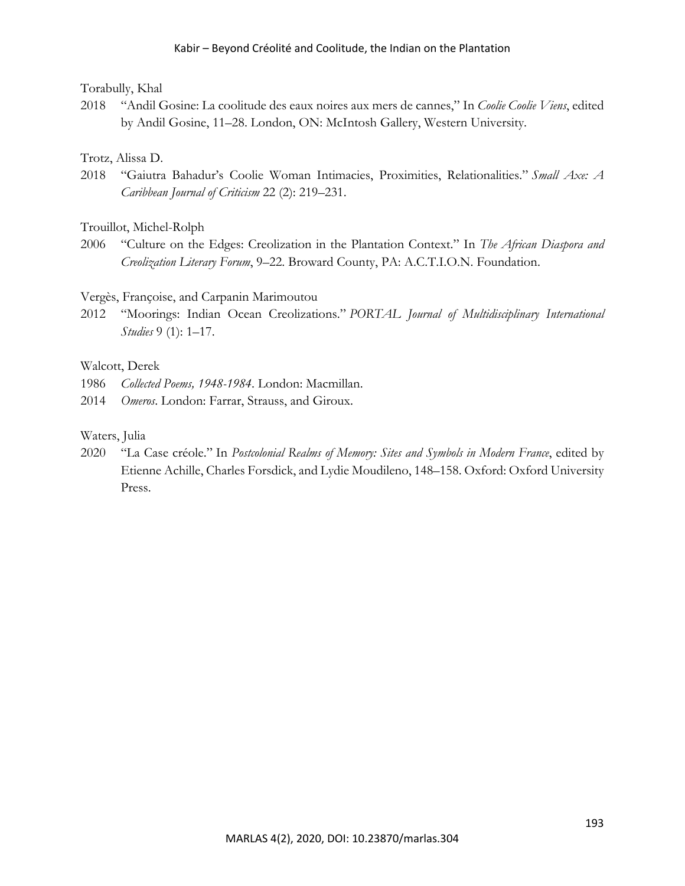Torabully, Khal

2018 "Andil Gosine: La coolitude des eaux noires aux mers de cannes," In *Coolie Coolie Viens*, edited by Andil Gosine, 11–28. London, ON: McIntosh Gallery, Western University.

Trotz, Alissa D.

2018 "Gaiutra Bahadur's Coolie Woman Intimacies, Proximities, Relationalities." *Small Axe: A Caribbean Journal of Criticism* 22 (2): 219–231.

Trouillot, Michel-Rolph

2006 "Culture on the Edges: Creolization in the Plantation Context." In *The African Diaspora and Creolization Literary Forum*, 9–22. Broward County, PA: A.C.T.I.O.N. Foundation.

Vergès, Françoise, and Carpanin Marimoutou

2012 "Moorings: Indian Ocean Creolizations." *PORTAL Journal of Multidisciplinary International Studies* 9 (1): 1–17.

Walcott, Derek

1986 *Collected Poems, 1948-1984*. London: Macmillan.

2014 *Omeros*. London: Farrar, Strauss, and Giroux.

Waters, Julia

2020 "La Case créole." In *Postcolonial Realms of Memory: Sites and Symbols in Modern France*, edited by Etienne Achille, Charles Forsdick, and Lydie Moudileno, 148–158. Oxford: Oxford University Press.